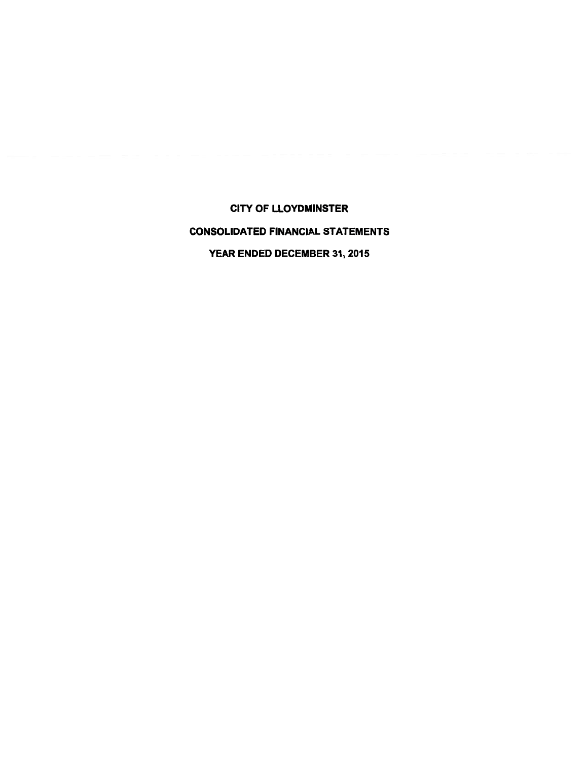# CITY OF LLOYDMINSTER

## CONSOLIDATED FINANCIAL STATEMENTS

## YEAR ENDED DECEMBER 31, 2015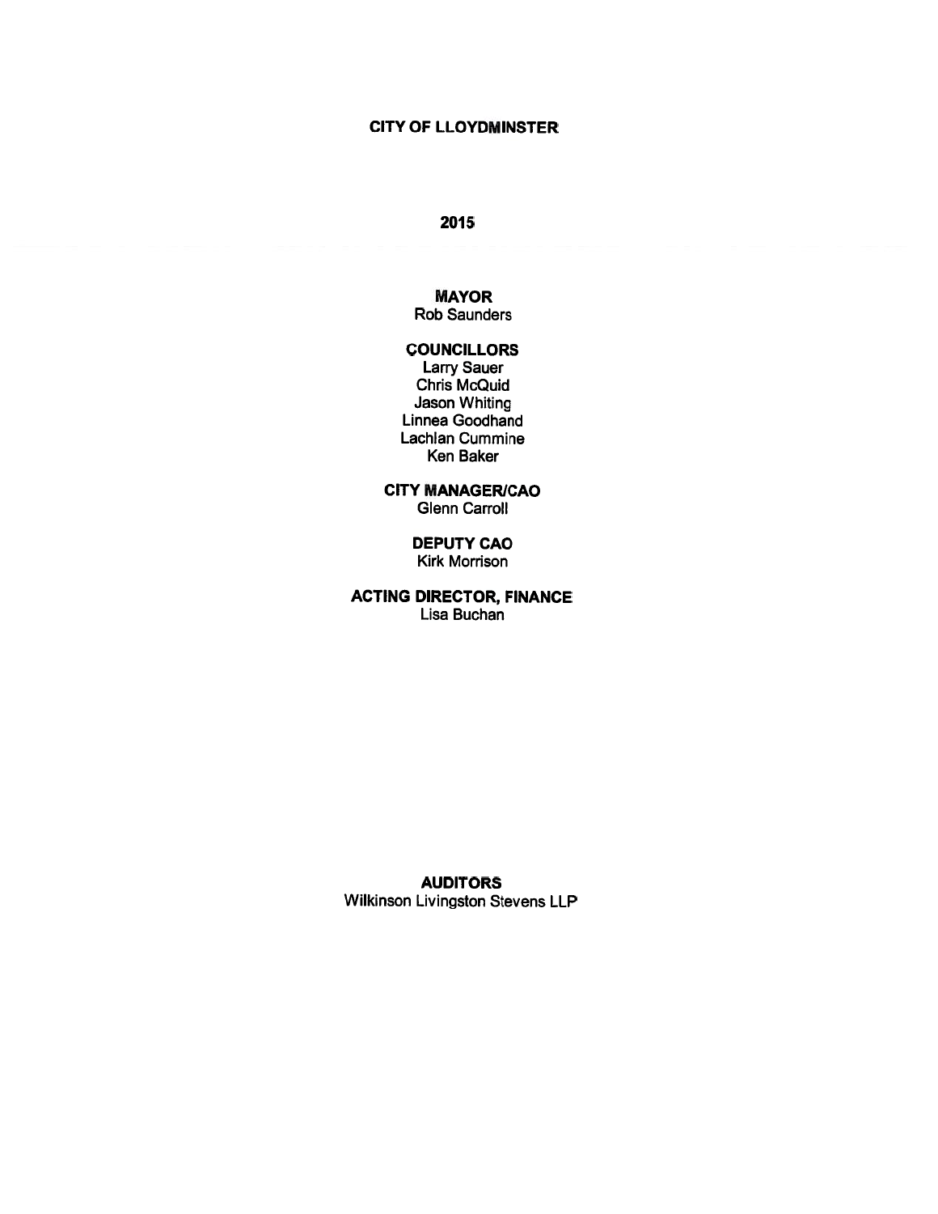# CITY OF LLOYDMINSTER

## 2015

**MAYOR**
Rob Saunders

**COUNCILLORS**
Larry Sauer
Chris McQuid
Jason Whiting
Linnea Goodhand
Lachlan Cummine
Ken Baker

**CITY MANAGER/CAO**
Glenn Carroll

**DEPUTY CAO**
Kirk Morrison

**ACTING DIRECTOR, FINANCE**
Lisa Buchan

**AUDITORS**
Wilkinson Livingston Stevens LLP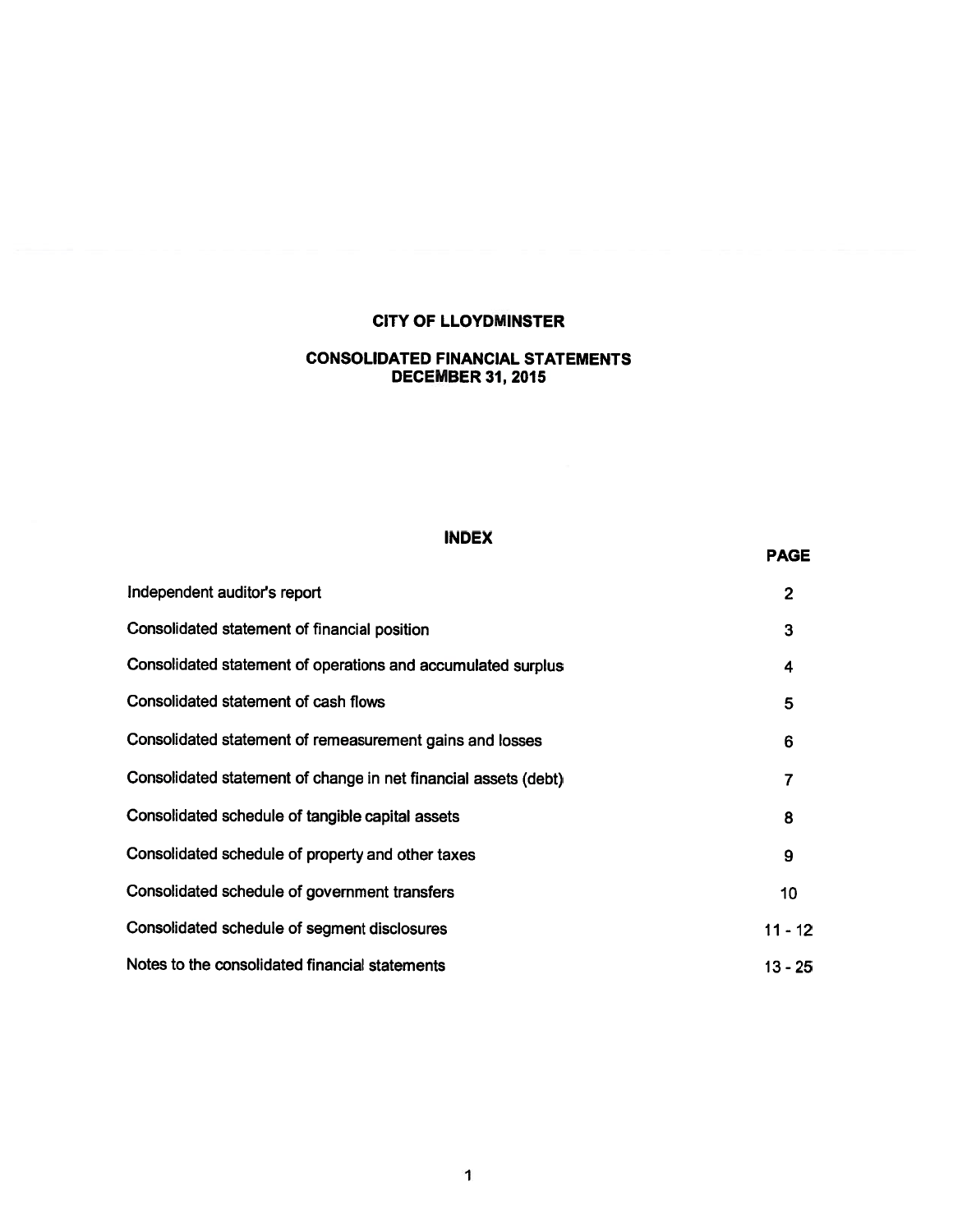# CITY OF LLOYDMINSTER

## CONSOLIDATED FINANCIAL STATEMENTS
## DECEMBER 31, 2015

### INDEX

| | PAGE |
|---|---|
| Independent auditor's report | 2 |
| Consolidated statement of financial position | 3 |
| Consolidated statement of operations and accumulated surplus | 4 |
| Consolidated statement of cash flows | 5 |
| Consolidated statement of remeasurement gains and losses | 6 |
| Consolidated statement of change in net financial assets (debt) | 7 |
| Consolidated schedule of tangible capital assets | 8 |
| Consolidated schedule of property and other taxes | 9 |
| Consolidated schedule of government transfers | 10 |
| Consolidated schedule of segment disclosures | 11 - 12 |
| Notes to the consolidated financial statements | 13 - 25 |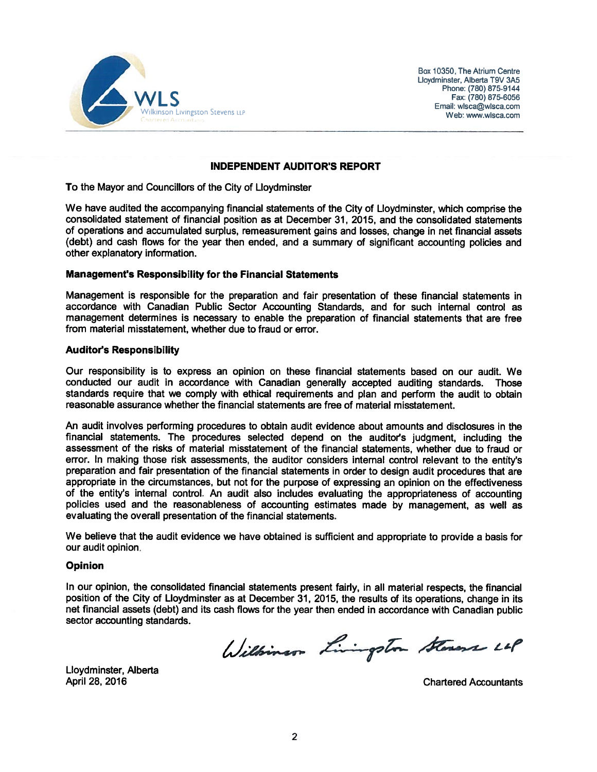WLS
Wilkinson Livingston Stevens LLP
Chartered Accountants

Box 10350, The Atrium Centre
Lloydminster, Alberta T9V 3A5
Phone: (780) 875-9144
Fax: (780) 875-6056
Email: wlsca@wlsca.com
Web: www.wlsca.com

## INDEPENDENT AUDITOR'S REPORT

To the Mayor and Councillors of the City of Lloydminster

We have audited the accompanying financial statements of the City of Lloydminster, which comprise the consolidated statement of financial position as at December 31, 2015, and the consolidated statements of operations and accumulated surplus, remeasurement gains and losses, change in net financial assets (debt) and cash flows for the year then ended, and a summary of significant accounting policies and other explanatory information.

### Management's Responsibility for the Financial Statements

Management is responsible for the preparation and fair presentation of these financial statements in accordance with Canadian Public Sector Accounting Standards, and for such internal control as management determines is necessary to enable the preparation of financial statements that are free from material misstatement, whether due to fraud or error.

### Auditor's Responsibility

Our responsibility is to express an opinion on these financial statements based on our audit. We conducted our audit in accordance with Canadian generally accepted auditing standards. Those standards require that we comply with ethical requirements and plan and perform the audit to obtain reasonable assurance whether the financial statements are free of material misstatement.

An audit involves performing procedures to obtain audit evidence about amounts and disclosures in the financial statements. The procedures selected depend on the auditor's judgment, including the assessment of the risks of material misstatement of the financial statements, whether due to fraud or error. In making those risk assessments, the auditor considers internal control relevant to the entity's preparation and fair presentation of the financial statements in order to design audit procedures that are appropriate in the circumstances, but not for the purpose of expressing an opinion on the effectiveness of the entity's internal control. An audit also includes evaluating the appropriateness of accounting policies used and the reasonableness of accounting estimates made by management, as well as evaluating the overall presentation of the financial statements.

We believe that the audit evidence we have obtained is sufficient and appropriate to provide a basis for our audit opinion.

### Opinion

In our opinion, the consolidated financial statements present fairly, in all material respects, the financial position of the City of Lloydminster as at December 31, 2015, the results of its operations, change in its net financial assets (debt) and its cash flows for the year then ended in accordance with Canadian public sector accounting standards.

Wilkinson Livingston Stevens LLP

Chartered Accountants

Lloydminster, Alberta
April 28, 2016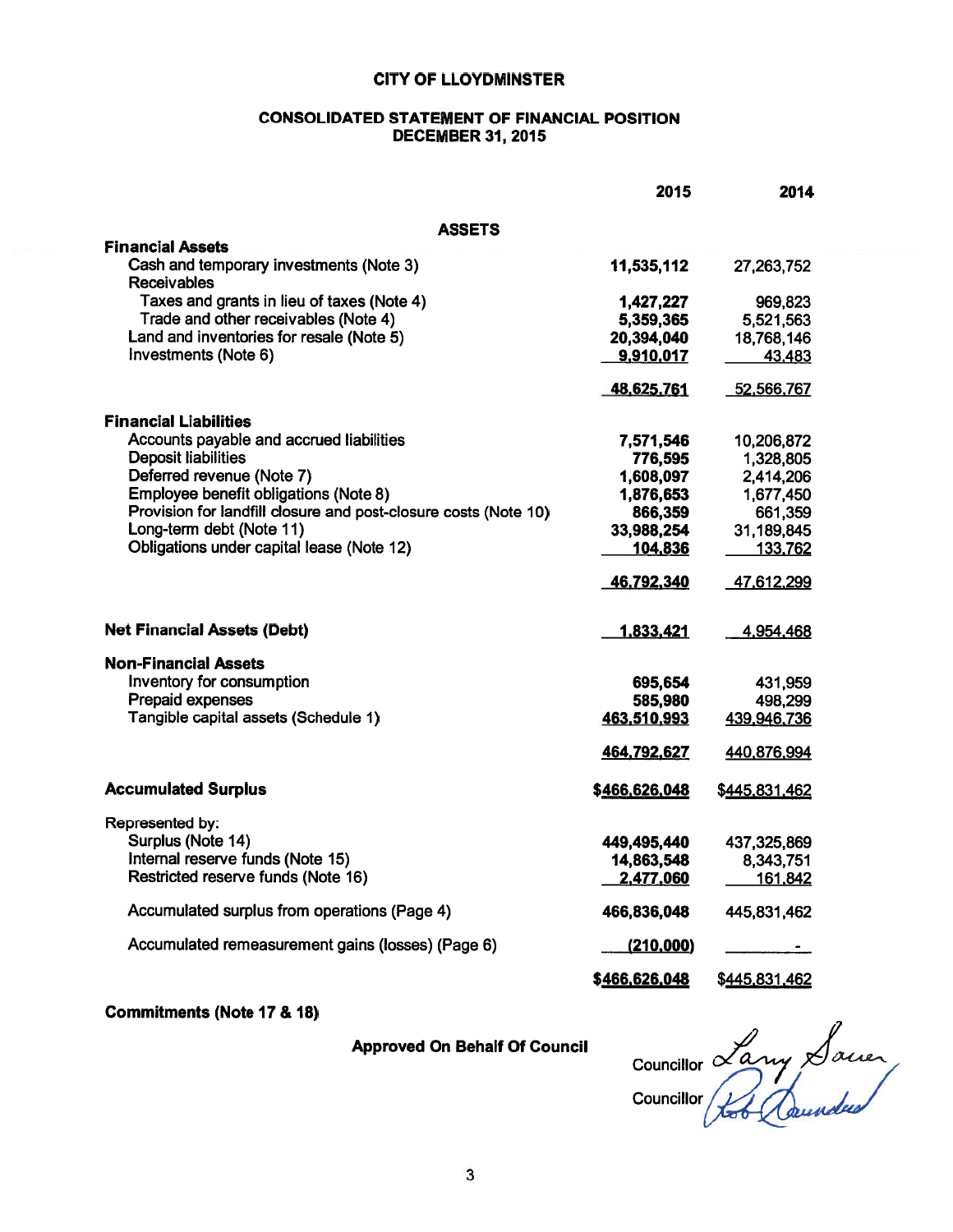# CITY OF LLOYDMINSTER

## CONSOLIDATED STATEMENT OF FINANCIAL POSITION
## DECEMBER 31, 2015

| | 2015 | 2014 |
|---|---|---|
| **ASSETS** | | |
| **Financial Assets** | | |
| Cash and temporary investments (Note 3) | **11,535,112** | 27,263,752 |
| Receivables | | |
| Taxes and grants in lieu of taxes (Note 4) | **1,427,227** | 969,823 |
| Trade and other receivables (Note 4) | **5,359,365** | 5,521,563 |
| Land and inventories for resale (Note 5) | **20,394,040** | 18,768,146 |
| Investments (Note 6) | **9,910,017** | 43,483 |
| | **48,625,761** | 52,566,767 |
| **Financial Liabilities** | | |
| Accounts payable and accrued liabilities | **7,571,546** | 10,206,872 |
| Deposit liabilities | **776,595** | 1,328,805 |
| Deferred revenue (Note 7) | **1,608,097** | 2,414,206 |
| Employee benefit obligations (Note 8) | **1,876,653** | 1,677,450 |
| Provision for landfill closure and post-closure costs (Note 10) | **866,359** | 661,359 |
| Long-term debt (Note 11) | **33,988,254** | 31,189,845 |
| Obligations under capital lease (Note 12) | **104,836** | 133,762 |
| | **46,792,340** | 47,612,299 |
| **Net Financial Assets (Debt)** | **1,833,421** | 4,954,468 |
| **Non-Financial Assets** | | |
| Inventory for consumption | **695,654** | 431,959 |
| Prepaid expenses | **585,980** | 498,299 |
| Tangible capital assets (Schedule 1) | **463,510,993** | 439,946,736 |
| | **464,792,627** | 440,876,994 |
| **Accumulated Surplus** | **$466,626,048** | $445,831,462 |
| Represented by: | | |
| Surplus (Note 14) | **449,495,440** | 437,325,869 |
| Internal reserve funds (Note 15) | **14,863,548** | 8,343,751 |
| Restricted reserve funds (Note 16) | **2,477,060** | 161,842 |
| Accumulated surplus from operations (Page 4) | **466,836,048** | 445,831,462 |
| Accumulated remeasurement gains (losses) (Page 6) | **(210,000)** | - |
| | **$466,626,048** | $445,831,462 |

**Commitments (Note 17 & 18)**

**Approved On Behalf Of Council**

Councillor Larry Sauer

Councillor Rob Saunders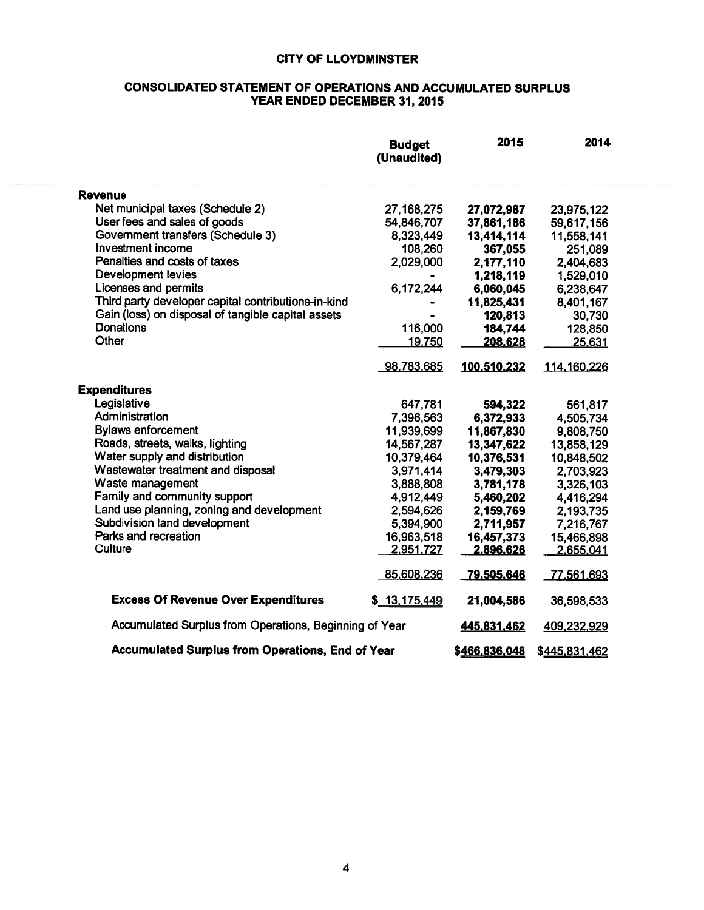# CITY OF LLOYDMINSTER

## CONSOLIDATED STATEMENT OF OPERATIONS AND ACCUMULATED SURPLUS
## YEAR ENDED DECEMBER 31, 2015

| | Budget (Unaudited) | 2015 | 2014 |
|---|---|---|---|
| **Revenue** | | | |
| Net municipal taxes (Schedule 2) | 27,168,275 | **27,072,987** | 23,975,122 |
| User fees and sales of goods | 54,846,707 | **37,861,186** | 59,617,156 |
| Government transfers (Schedule 3) | 8,323,449 | **13,414,114** | 11,558,141 |
| Investment income | 108,260 | **367,055** | 251,089 |
| Penalties and costs of taxes | 2,029,000 | **2,177,110** | 2,404,683 |
| Development levies | - | **1,218,119** | 1,529,010 |
| Licenses and permits | 6,172,244 | **6,060,045** | 6,238,647 |
| Third party developer capital contributions-in-kind | - | **11,825,431** | 8,401,167 |
| Gain (loss) on disposal of tangible capital assets | - | **120,813** | 30,730 |
| Donations | 116,000 | **184,744** | 128,850 |
| Other | 19,750 | **208,628** | 25,631 |
| | 98,783,685 | **100,510,232** | 114,160,226 |
| **Expenditures** | | | |
| Legislative | 647,781 | **594,322** | 561,817 |
| Administration | 7,396,563 | **6,372,933** | 4,505,734 |
| Bylaws enforcement | 11,939,699 | **11,867,830** | 9,808,750 |
| Roads, streets, walks, lighting | 14,567,287 | **13,347,622** | 13,858,129 |
| Water supply and distribution | 10,379,464 | **10,376,531** | 10,848,502 |
| Wastewater treatment and disposal | 3,971,414 | **3,479,303** | 2,703,923 |
| Waste management | 3,888,808 | **3,781,178** | 3,326,103 |
| Family and community support | 4,912,449 | **5,460,202** | 4,416,294 |
| Land use planning, zoning and development | 2,594,626 | **2,159,769** | 2,193,735 |
| Subdivision land development | 5,394,900 | **2,711,957** | 7,216,767 |
| Parks and recreation | 16,963,518 | **16,457,373** | 15,466,898 |
| Culture | 2,951,727 | **2,896,626** | 2,655,041 |
| | 85,608,236 | **79,505,646** | 77,561,693 |
| **Excess Of Revenue Over Expenditures** | $ 13,175,449 | **21,004,586** | 36,598,533 |
| Accumulated Surplus from Operations, Beginning of Year | | **445,831,462** | 409,232,929 |
| **Accumulated Surplus from Operations, End of Year** | | **$466,836,048** | $445,831,462 |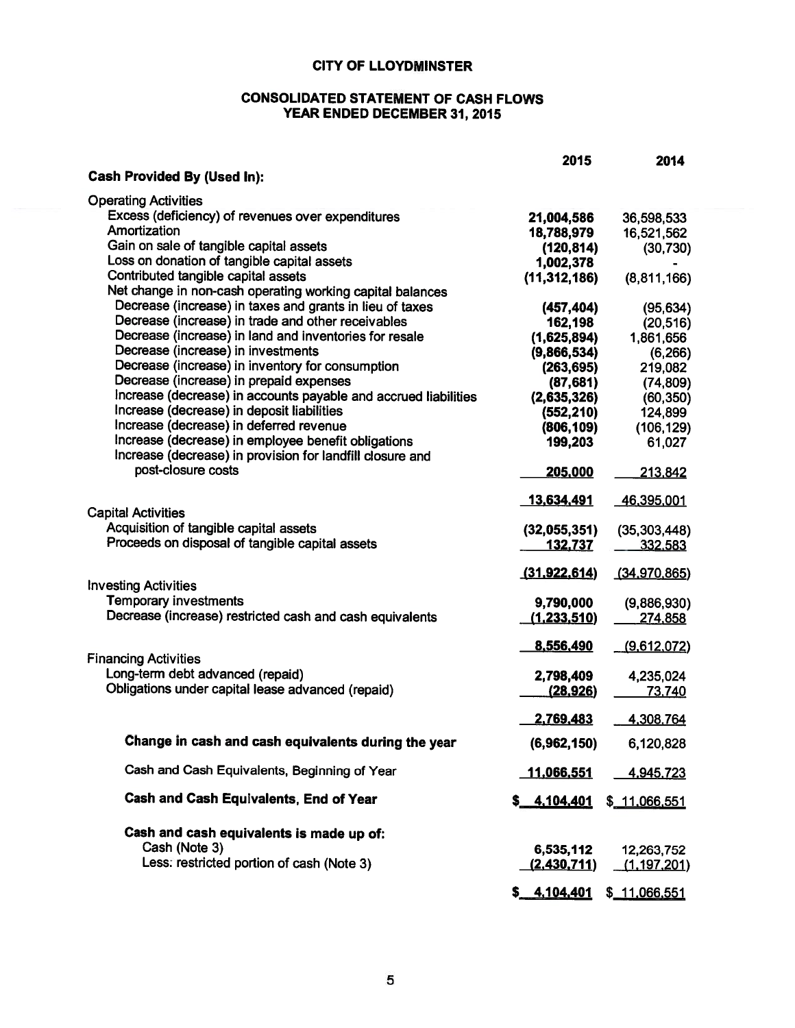# CITY OF LLOYDMINSTER

## CONSOLIDATED STATEMENT OF CASH FLOWS
## YEAR ENDED DECEMBER 31, 2015

| | 2015 | 2014 |
|---|---|---|
| **Cash Provided By (Used In):** | | |
| Operating Activities | | |
| Excess (deficiency) of revenues over expenditures | **21,004,586** | 36,598,533 |
| Amortization | **18,788,979** | 16,521,562 |
| Gain on sale of tangible capital assets | **(120,814)** | (30,730) |
| Loss on donation of tangible capital assets | **1,002,378** | - |
| Contributed tangible capital assets | **(11,312,186)** | (8,811,166) |
| Net change in non-cash operating working capital balances | | |
| Decrease (increase) in taxes and grants in lieu of taxes | **(457,404)** | (95,634) |
| Decrease (increase) in trade and other receivables | **162,198** | (20,516) |
| Decrease (increase) in land and inventories for resale | **(1,625,894)** | 1,861,656 |
| Decrease (increase) in investments | **(9,866,534)** | (6,266) |
| Decrease (increase) in inventory for consumption | **(263,695)** | 219,082 |
| Decrease (increase) in prepaid expenses | **(87,681)** | (74,809) |
| Increase (decrease) in accounts payable and accrued liabilities | **(2,635,326)** | (60,350) |
| Increase (decrease) in deposit liabilities | **(552,210)** | 124,899 |
| Increase (decrease) in deferred revenue | **(806,109)** | (106,129) |
| Increase (decrease) in employee benefit obligations | **199,203** | 61,027 |
| Increase (decrease) in provision for landfill closure and post-closure costs | **205,000** | 213,842 |
| | **13,634,491** | 46,395,001 |
| Capital Activities | | |
| Acquisition of tangible capital assets | **(32,055,351)** | (35,303,448) |
| Proceeds on disposal of tangible capital assets | **132,737** | 332,583 |
| | **(31,922,614)** | (34,970,865) |
| Investing Activities | | |
| Temporary investments | **9,790,000** | (9,886,930) |
| Decrease (increase) restricted cash and cash equivalents | **(1,233,510)** | 274,858 |
| | **8,556,490** | (9,612,072) |
| Financing Activities | | |
| Long-term debt advanced (repaid) | **2,798,409** | 4,235,024 |
| Obligations under capital lease advanced (repaid) | **(28,926)** | 73,740 |
| | **2,769,483** | 4,308,764 |
| **Change in cash and cash equivalents during the year** | **(6,962,150)** | 6,120,828 |
| Cash and Cash Equivalents, Beginning of Year | **11,066,551** | 4,945,723 |
| **Cash and Cash Equivalents, End of Year** | **$ 4,104,401** | $ 11,066,551 |
| **Cash and cash equivalents is made up of:** | | |
| Cash (Note 3) | **6,535,112** | 12,263,752 |
| Less: restricted portion of cash (Note 3) | **(2,430,711)** | (1,197,201) |
| | **$ 4,104,401** | $ 11,066,551 |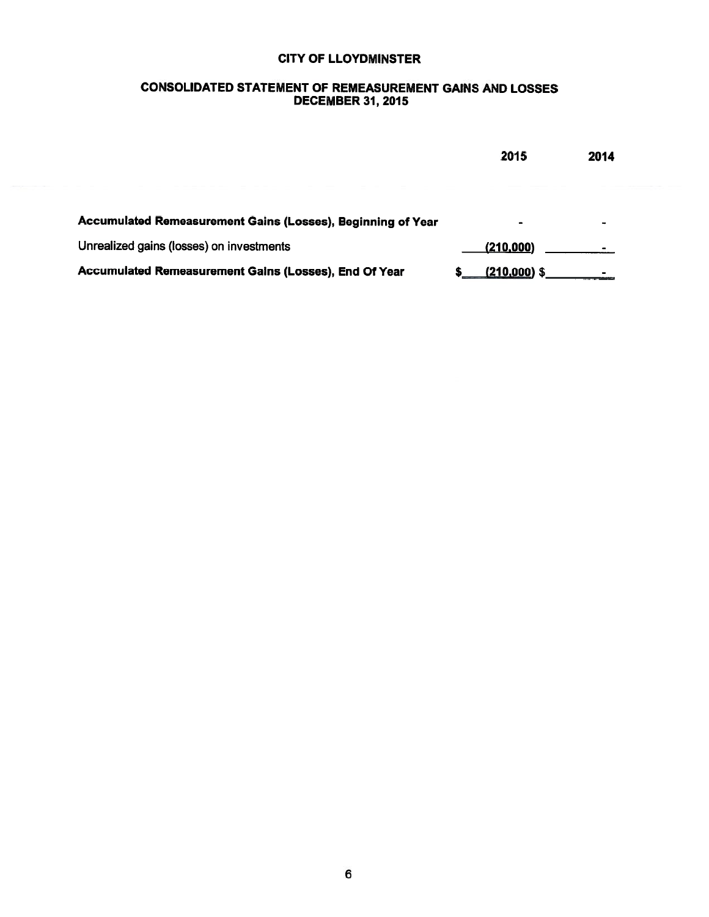# CITY OF LLOYDMINSTER

## CONSOLIDATED STATEMENT OF REMEASUREMENT GAINS AND LOSSES
## DECEMBER 31, 2015

| | 2015 | 2014 |
|---|---|---|
| **Accumulated Remeasurement Gains (Losses), Beginning of Year** | - | - |
| Unrealized gains (losses) on investments | (210,000) | - |
| **Accumulated Remeasurement Gains (Losses), End Of Year** | $ (210,000) | $ - |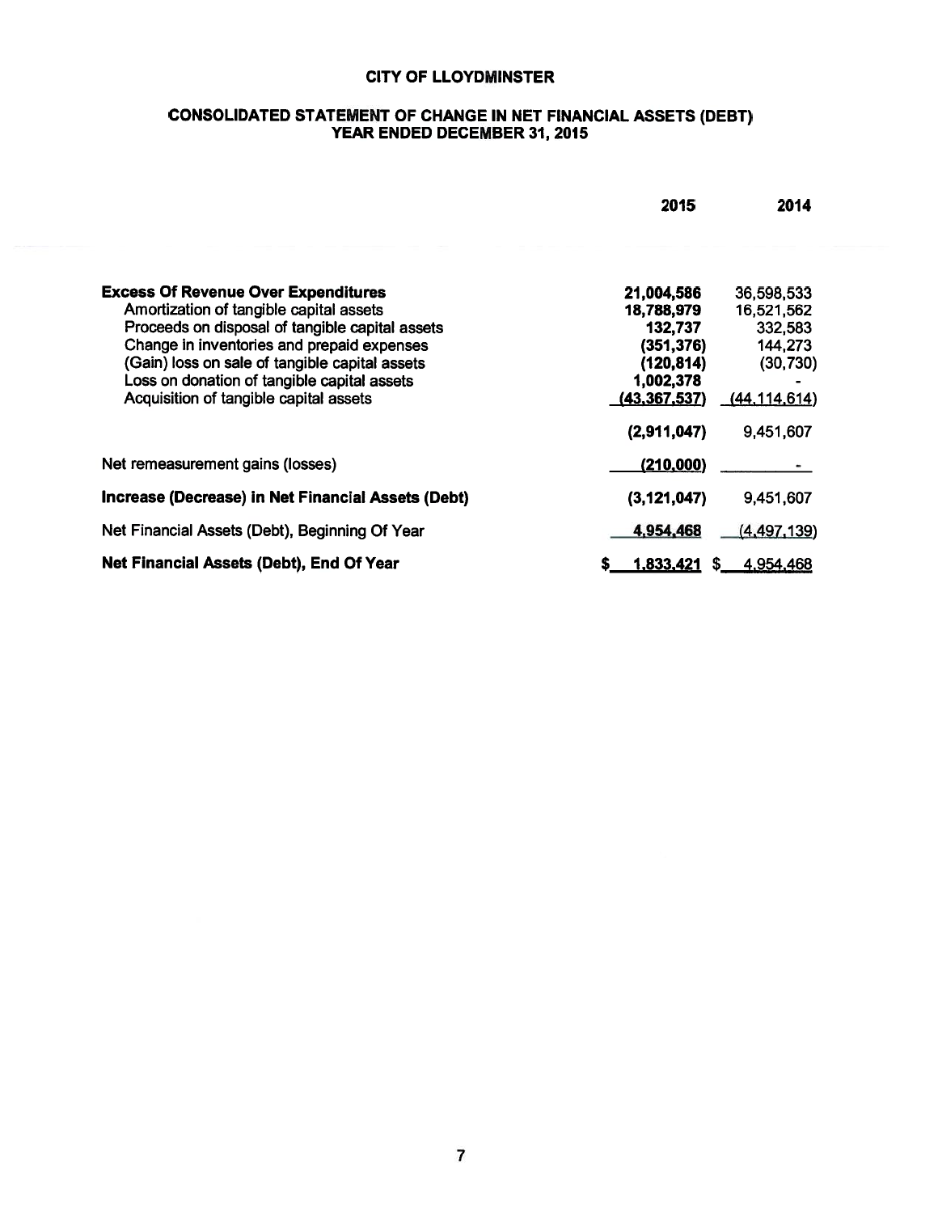# CITY OF LLOYDMINSTER

## CONSOLIDATED STATEMENT OF CHANGE IN NET FINANCIAL ASSETS (DEBT)
## YEAR ENDED DECEMBER 31, 2015

| | 2015 | 2014 |
|---|---|---|
| **Excess Of Revenue Over Expenditures** | **21,004,586** | 36,598,533 |
| Amortization of tangible capital assets | **18,788,979** | 16,521,562 |
| Proceeds on disposal of tangible capital assets | **132,737** | 332,583 |
| Change in inventories and prepaid expenses | **(351,376)** | 144,273 |
| (Gain) loss on sale of tangible capital assets | **(120,814)** | (30,730) |
| Loss on donation of tangible capital assets | **1,002,378** | - |
| Acquisition of tangible capital assets | **(43,367,537)** | (44,114,614) |
| | **(2,911,047)** | 9,451,607 |
| Net remeasurement gains (losses) | **(210,000)** | - |
| **Increase (Decrease) in Net Financial Assets (Debt)** | **(3,121,047)** | 9,451,607 |
| Net Financial Assets (Debt), Beginning Of Year | **4,954,468** | (4,497,139) |
| **Net Financial Assets (Debt), End Of Year** | **$ 1,833,421** | $ 4,954,468 |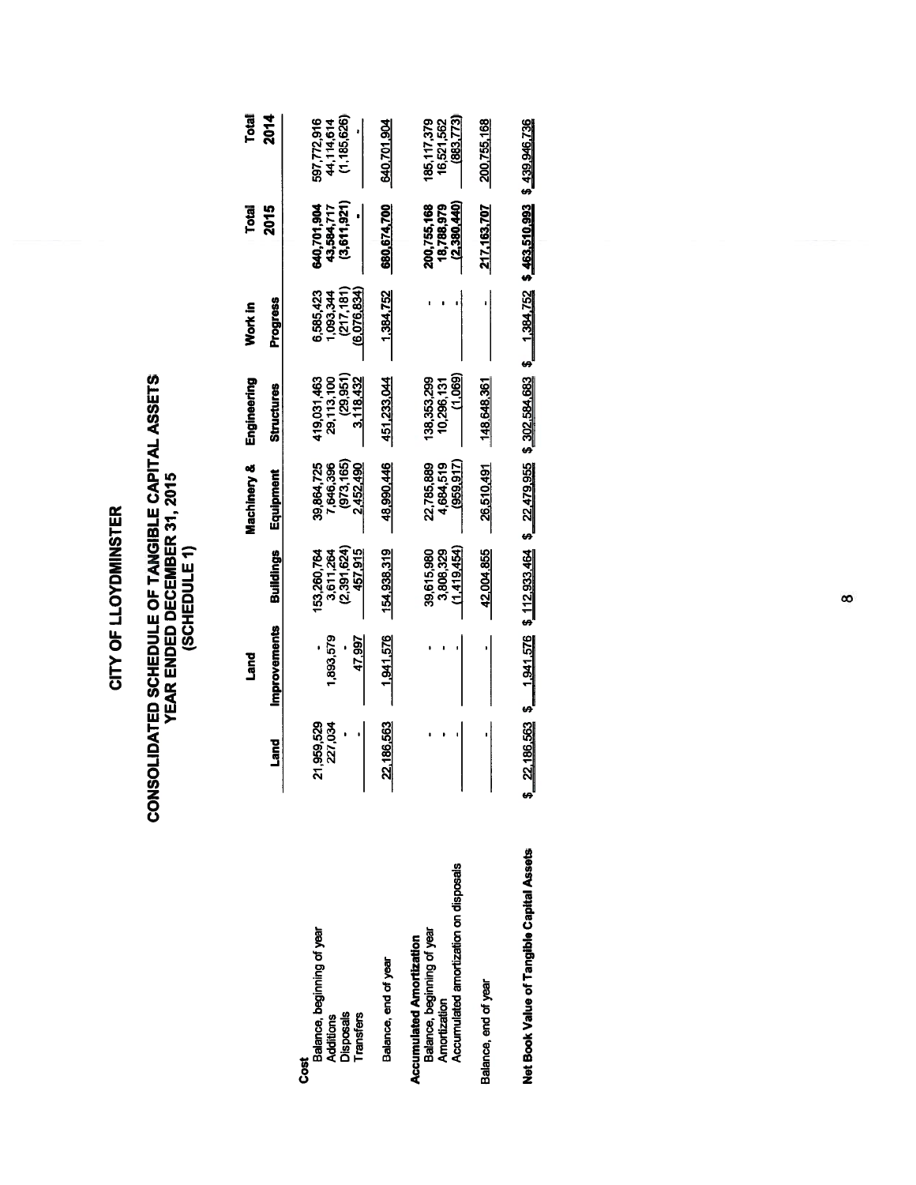# CITY OF LLOYDMINSTER

## CONSOLIDATED SCHEDULE OF TANGIBLE CAPITAL ASSETS
## YEAR ENDED DECEMBER 31, 2015
## (SCHEDULE 1)

| | Land | Land Improvements | Buildings | Machinery & Equipment | Engineering Structures | Work in Progress | Total 2015 | Total 2014 |
|---|---|---|---|---|---|---|---|---|
| **Cost** | | | | | | | | |
| Balance, beginning of year | 21,959,529 | - | 153,260,764 | 39,864,725 | 419,031,463 | 6,585,423 | 640,701,904 | 597,772,916 |
| Additions | 227,034 | 1,893,579 | 3,611,264 | 7,646,396 | 29,113,100 | 1,093,344 | 43,584,717 | 44,114,614 |
| Disposals | - | - | (2,391,624) | (973,165) | (29,951) | (217,181) | (3,611,921) | (1,185,626) |
| Transfers | - | 47,997 | 457,915 | 2,452,490 | 3,118,432 | (6,076,834) | - | - |
| Balance, end of year | 22,186,563 | 1,941,576 | 154,938,319 | 48,990,446 | 451,233,044 | 1,384,752 | 680,674,700 | 640,701,904 |
| **Accumulated Amortization** | | | | | | | | |
| Balance, beginning of year | - | - | 39,615,980 | 22,785,889 | 138,353,299 | - | 200,755,168 | 185,117,379 |
| Amortization | - | - | 3,808,329 | 4,684,519 | 10,296,131 | - | 18,788,979 | 16,521,562 |
| Accumulated amortization on disposals | - | - | (1,419,454) | (959,917) | (1,069) | - | (2,380,440) | (883,773) |
| Balance, end of year | - | - | 42,004,855 | 26,510,491 | 148,648,361 | - | 217,163,707 | 200,755,168 |
| **Net Book Value of Tangible Capital Assets** | $ 22,186,563 | $ 1,941,576 | $ 112,933,464 | $ 22,479,955 | $ 302,584,683 | $ 1,384,752 | $ 463,510,993 | $ 439,946,736 |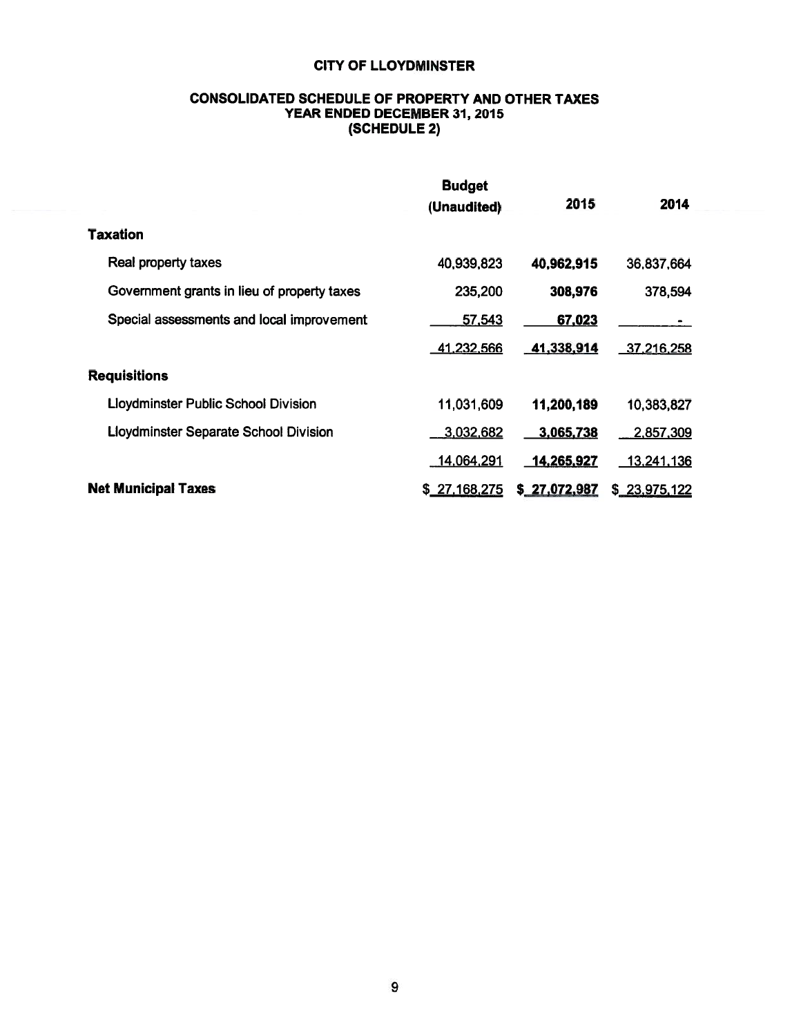# CITY OF LLOYDMINSTER

## CONSOLIDATED SCHEDULE OF PROPERTY AND OTHER TAXES
## YEAR ENDED DECEMBER 31, 2015
## (SCHEDULE 2)

| | Budget (Unaudited) | 2015 | 2014 |
|---|---|---|---|
| **Taxation** | | | |
| Real property taxes | 40,939,823 | **40,962,915** | 36,837,664 |
| Government grants in lieu of property taxes | 235,200 | **308,976** | 378,594 |
| Special assessments and local improvement | 57,543 | **67,023** | - |
| | 41,232,566 | **41,338,914** | 37,216,258 |
| **Requisitions** | | | |
| Lloydminster Public School Division | 11,031,609 | **11,200,189** | 10,383,827 |
| Lloydminster Separate School Division | 3,032,682 | **3,065,738** | 2,857,309 |
| | 14,064,291 | **14,265,927** | 13,241,136 |
| **Net Municipal Taxes** | $ 27,168,275 | **$ 27,072,987** | $ 23,975,122 |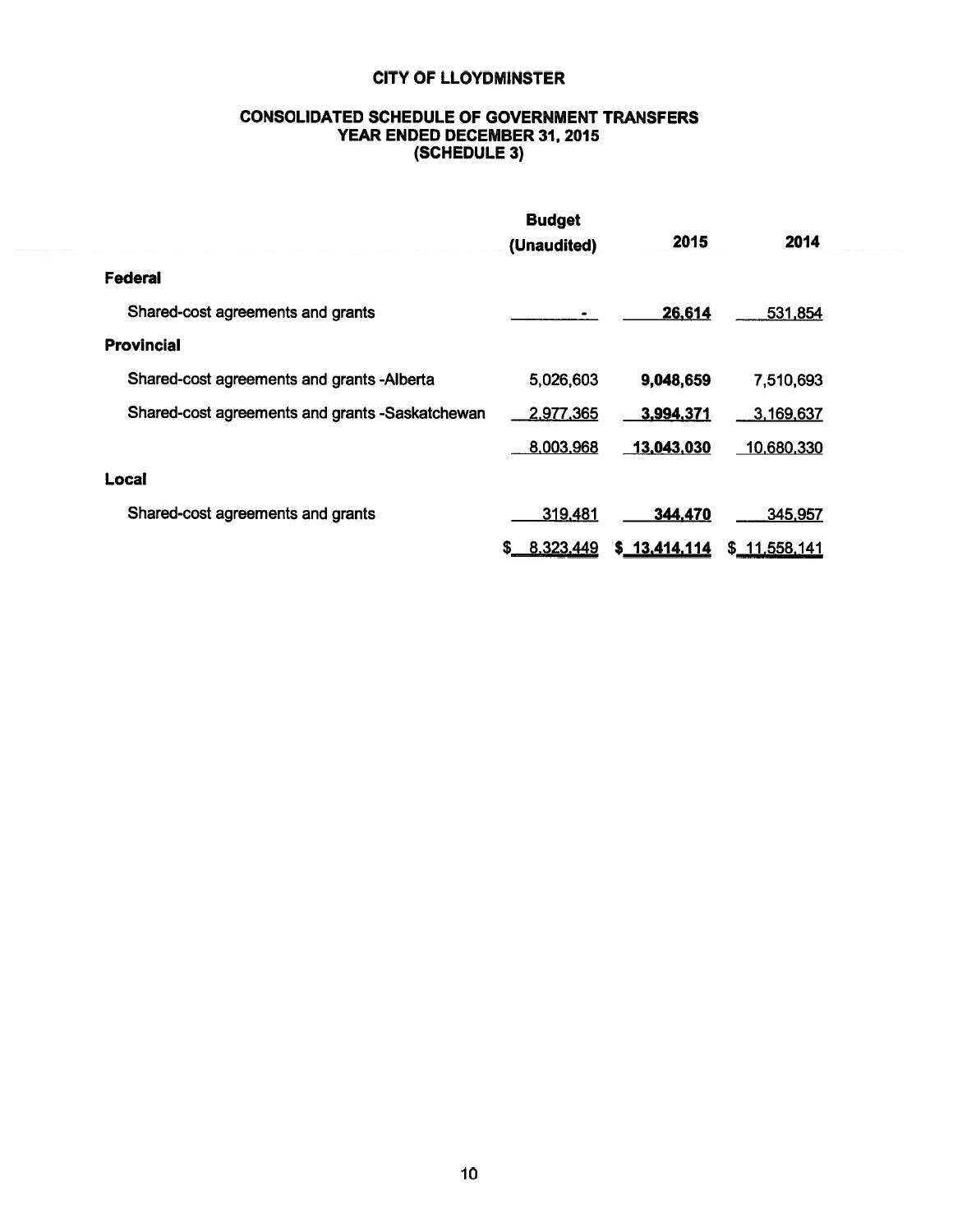# CITY OF LLOYDMINSTER

## CONSOLIDATED SCHEDULE OF GOVERNMENT TRANSFERS
## YEAR ENDED DECEMBER 31, 2015
## (SCHEDULE 3)

| | Budget (Unaudited) | 2015 | 2014 |
|---|---|---|---|
| **Federal** | | | |
| Shared-cost agreements and grants | - | **26,614** | 531,854 |
| **Provincial** | | | |
| Shared-cost agreements and grants -Alberta | 5,026,603 | **9,048,659** | 7,510,693 |
| Shared-cost agreements and grants -Saskatchewan | 2,977,365 | **3,994,371** | 3,169,637 |
| | 8,003,968 | **13,043,030** | 10,680,330 |
| **Local** | | | |
| Shared-cost agreements and grants | 319,481 | **344,470** | 345,957 |
| | $ 8,323,449 | **$ 13,414,114** | $ 11,558,141 |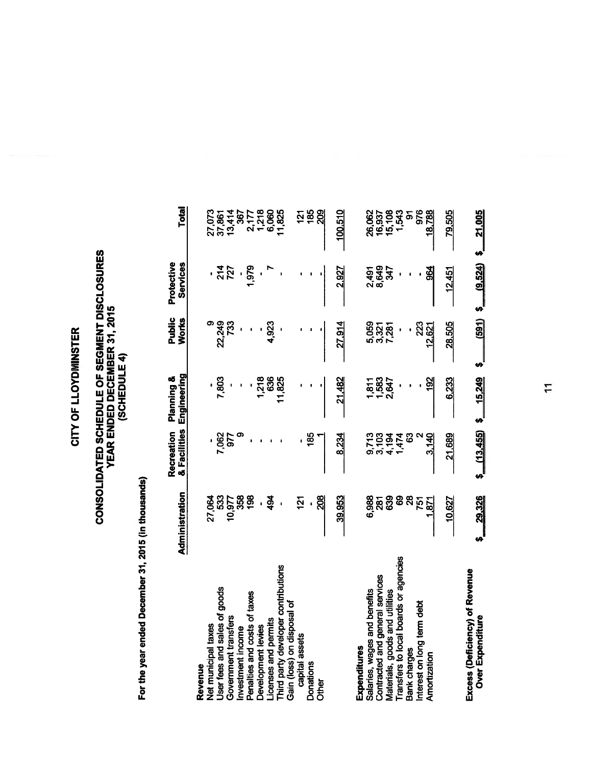# CITY OF LLOYDMINSTER

## CONSOLIDATED SCHEDULE OF SEGMENT DISCLOSURES
## YEAR ENDED DECEMBER 31, 2015
## (SCHEDULE 4)

**For the year ended December 31, 2015 (in thousands)**

| | Administration | Recreation & Facilities | Planning & Engineering | Public Works | Protective Services | Total |
|---|---|---|---|---|---|---|
| **Revenue** | | | | | | |
| Net municipal taxes | 27,064 | - | - | 9 | - | 27,073 |
| User fees and sales of goods | 533 | 7,062 | 7,803 | 22,249 | 214 | 37,861 |
| Government transfers | 10,977 | 977 | - | 733 | 727 | 13,414 |
| Investment income | 358 | 9 | - | - | - | 367 |
| Penalties and costs of taxes | 198 | - | - | - | 1,979 | 2,177 |
| Development levies | - | - | 1,218 | - | - | 1,218 |
| Licenses and permits | 494 | - | 636 | 4,923 | 7 | 6,060 |
| Third party developer contributions | - | - | 11,825 | - | - | 11,825 |
| Gain (loss) on disposal of capital assets | 121 | - | - | - | - | 121 |
| Donations | - | 185 | - | - | - | 185 |
| Other | 208 | 1 | - | - | - | 209 |
| | 39,953 | 8,234 | 21,482 | 27,914 | 2,927 | 100,510 |
| **Expenditures** | | | | | | |
| Salaries, wages and benefits | 6,988 | 9,713 | 1,811 | 5,059 | 2,491 | 26,062 |
| Contracted and general services | 281 | 3,103 | 1,583 | 3,321 | 8,649 | 16,937 |
| Materials, goods and utilities | 639 | 4,194 | 2,647 | 7,281 | 347 | 15,108 |
| Transfers to local boards or agencies | 69 | 1,474 | - | - | - | 1,543 |
| Bank charges | 28 | 63 | - | - | - | 91 |
| Interest on long term debt | 751 | 2 | - | 223 | - | 976 |
| Amortization | 1,871 | 3,140 | 192 | 12,621 | 964 | 18,788 |
| | 10,627 | 21,689 | 6,233 | 28,505 | 12,451 | 79,505 |
| **Excess (Deficiency) of Revenue Over Expenditure** | $ 29,326 | $ (13,455) | $ 15,249 | $ (591) | $ (9,524) | $ 21,005 |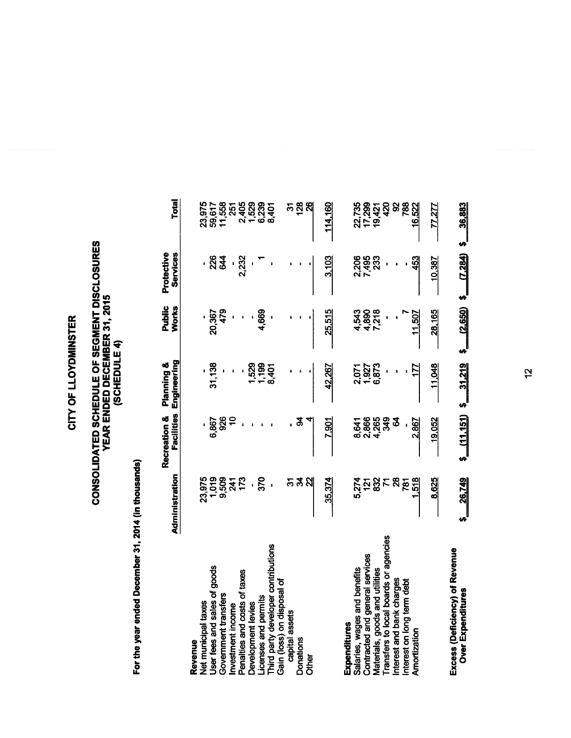# CITY OF LLOYDMINSTER

## CONSOLIDATED SCHEDULE OF SEGMENT DISCLOSURES
## YEAR ENDED DECEMBER 31, 2015
## (SCHEDULE 4)

**For the year ended December 31, 2014 (in thousands)**

| | Administration | Recreation & Facilities | Planning & Engineering | Public Works | Protective Services | Total |
|---|---|---|---|---|---|---|
| **Revenue** | | | | | | |
| Net municipal taxes | 23,975 | - | - | - | - | 23,975 |
| User fees and sales of goods | 1,019 | 6,867 | 31,138 | 20,367 | 226 | 59,617 |
| Government transfers | 9,509 | 926 | - | 479 | 644 | 11,558 |
| Investment income | 241 | 10 | - | - | - | 251 |
| Penalties and costs of taxes | 173 | - | - | - | 2,232 | 2,405 |
| Development levies | - | - | 1,529 | - | - | 1,529 |
| Licenses and permits | 370 | - | 1,199 | 4,669 | 1 | 6,239 |
| Third party developer contributions | - | - | 8,401 | - | - | 8,401 |
| Gain (loss) on disposal of capital assets | 31 | - | - | - | - | 31 |
| Donations | 34 | 94 | - | - | - | 128 |
| Other | 22 | 4 | - | - | - | 26 |
| | 35,374 | 7,901 | 42,267 | 25,515 | 3,103 | 114,160 |
| **Expenditures** | | | | | | |
| Salaries, wages and benefits | 5,274 | 8,641 | 2,071 | 4,543 | 2,206 | 22,735 |
| Contracted and general services | 121 | 2,866 | 1,927 | 4,890 | 7,495 | 17,299 |
| Materials, goods and utilities | 832 | 4,265 | 6,873 | 7,218 | 233 | 19,421 |
| Transfers to local boards or agencies | 71 | 349 | - | - | - | 420 |
| Interest and bank charges | 28 | 64 | - | - | - | 92 |
| Interest on long term debt | 781 | - | - | 7 | - | 788 |
| Amortization | 1,518 | 2,867 | 177 | 11,507 | 453 | 16,522 |
| | 8,625 | 19,052 | 11,048 | 28,165 | 10,387 | 77,277 |
| **Excess (Deficiency) of Revenue Over Expenditures** | $ 26,749 | $ (11,151) | $ 31,219 | $ (2,650) | $ (7,284) | $ 36,883 |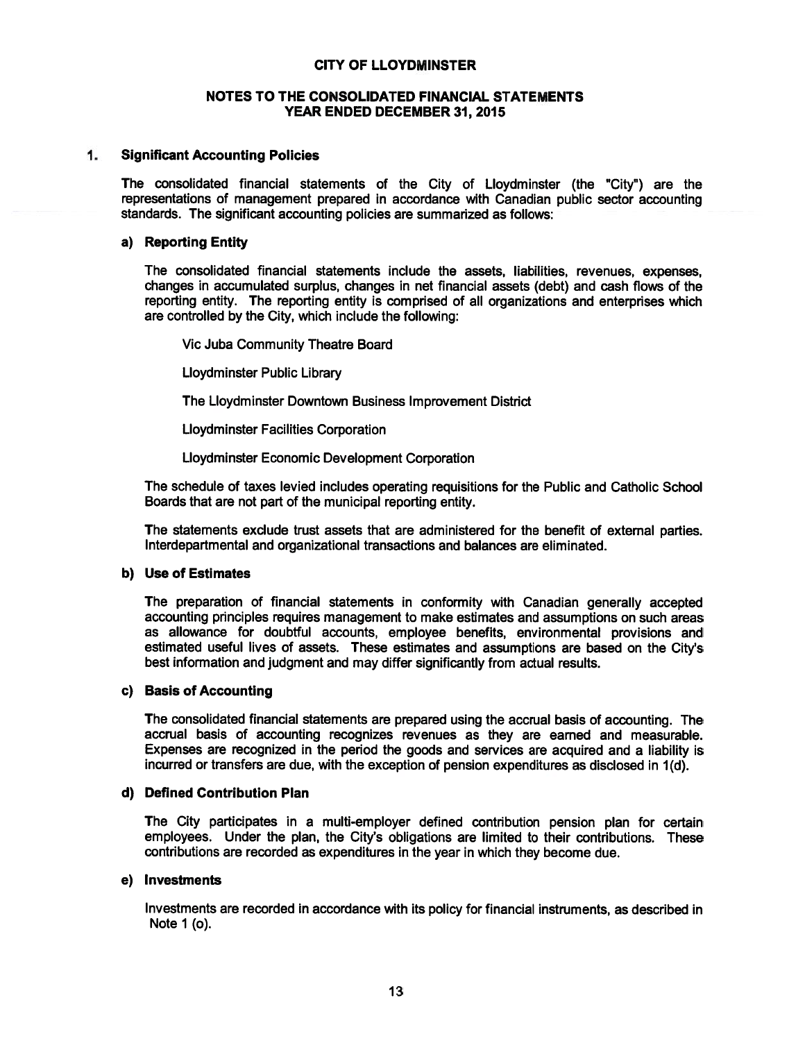# CITY OF LLOYDMINSTER

## NOTES TO THE CONSOLIDATED FINANCIAL STATEMENTS
## YEAR ENDED DECEMBER 31, 2015

### 1. Significant Accounting Policies

The consolidated financial statements of the City of Lloydminster (the "City") are the representations of management prepared in accordance with Canadian public sector accounting standards. The significant accounting policies are summarized as follows:

#### a) Reporting Entity

The consolidated financial statements include the assets, liabilities, revenues, expenses, changes in accumulated surplus, changes in net financial assets (debt) and cash flows of the reporting entity. The reporting entity is comprised of all organizations and enterprises which are controlled by the City, which include the following:

Vic Juba Community Theatre Board

Lloydminster Public Library

The Lloydminster Downtown Business Improvement District

Lloydminster Facilities Corporation

Lloydminster Economic Development Corporation

The schedule of taxes levied includes operating requisitions for the Public and Catholic School Boards that are not part of the municipal reporting entity.

The statements exclude trust assets that are administered for the benefit of external parties. Interdepartmental and organizational transactions and balances are eliminated.

#### b) Use of Estimates

The preparation of financial statements in conformity with Canadian generally accepted accounting principles requires management to make estimates and assumptions on such areas as allowance for doubtful accounts, employee benefits, environmental provisions and estimated useful lives of assets. These estimates and assumptions are based on the City's best information and judgment and may differ significantly from actual results.

#### c) Basis of Accounting

The consolidated financial statements are prepared using the accrual basis of accounting. The accrual basis of accounting recognizes revenues as they are earned and measurable. Expenses are recognized in the period the goods and services are acquired and a liability is incurred or transfers are due, with the exception of pension expenditures as disclosed in 1(d).

#### d) Defined Contribution Plan

The City participates in a multi-employer defined contribution pension plan for certain employees. Under the plan, the City's obligations are limited to their contributions. These contributions are recorded as expenditures in the year in which they become due.

#### e) Investments

Investments are recorded in accordance with its policy for financial instruments, as described in Note 1 (o).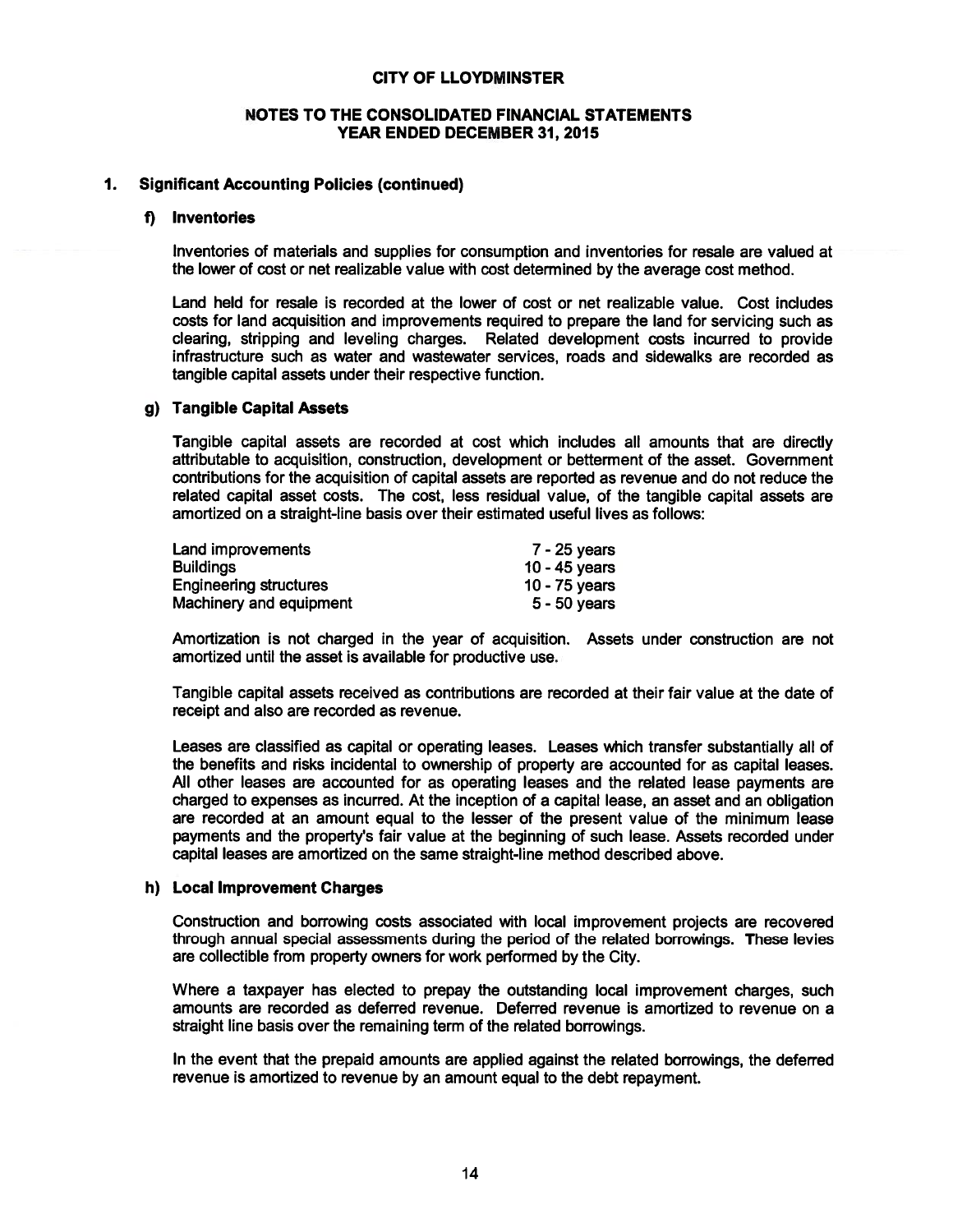## CITY OF LLOYDMINSTER

## NOTES TO THE CONSOLIDATED FINANCIAL STATEMENTS
## YEAR ENDED DECEMBER 31, 2015

### 1. Significant Accounting Policies (continued)

#### f) Inventories

Inventories of materials and supplies for consumption and inventories for resale are valued at the lower of cost or net realizable value with cost determined by the average cost method.

Land held for resale is recorded at the lower of cost or net realizable value. Cost includes costs for land acquisition and improvements required to prepare the land for servicing such as clearing, stripping and leveling charges. Related development costs incurred to provide infrastructure such as water and wastewater services, roads and sidewalks are recorded as tangible capital assets under their respective function.

#### g) Tangible Capital Assets

Tangible capital assets are recorded at cost which includes all amounts that are directly attributable to acquisition, construction, development or betterment of the asset. Government contributions for the acquisition of capital assets are reported as revenue and do not reduce the related capital asset costs. The cost, less residual value, of the tangible capital assets are amortized on a straight-line basis over their estimated useful lives as follows:

| | |
|---|---|
| Land improvements | 7 - 25 years |
| Buildings | 10 - 45 years |
| Engineering structures | 10 - 75 years |
| Machinery and equipment | 5 - 50 years |

Amortization is not charged in the year of acquisition. Assets under construction are not amortized until the asset is available for productive use.

Tangible capital assets received as contributions are recorded at their fair value at the date of receipt and also are recorded as revenue.

Leases are classified as capital or operating leases. Leases which transfer substantially all of the benefits and risks incidental to ownership of property are accounted for as capital leases. All other leases are accounted for as operating leases and the related lease payments are charged to expenses as incurred. At the inception of a capital lease, an asset and an obligation are recorded at an amount equal to the lesser of the present value of the minimum lease payments and the property's fair value at the beginning of such lease. Assets recorded under capital leases are amortized on the same straight-line method described above.

#### h) Local Improvement Charges

Construction and borrowing costs associated with local improvement projects are recovered through annual special assessments during the period of the related borrowings. These levies are collectible from property owners for work performed by the City.

Where a taxpayer has elected to prepay the outstanding local improvement charges, such amounts are recorded as deferred revenue. Deferred revenue is amortized to revenue on a straight line basis over the remaining term of the related borrowings.

In the event that the prepaid amounts are applied against the related borrowings, the deferred revenue is amortized to revenue by an amount equal to the debt repayment.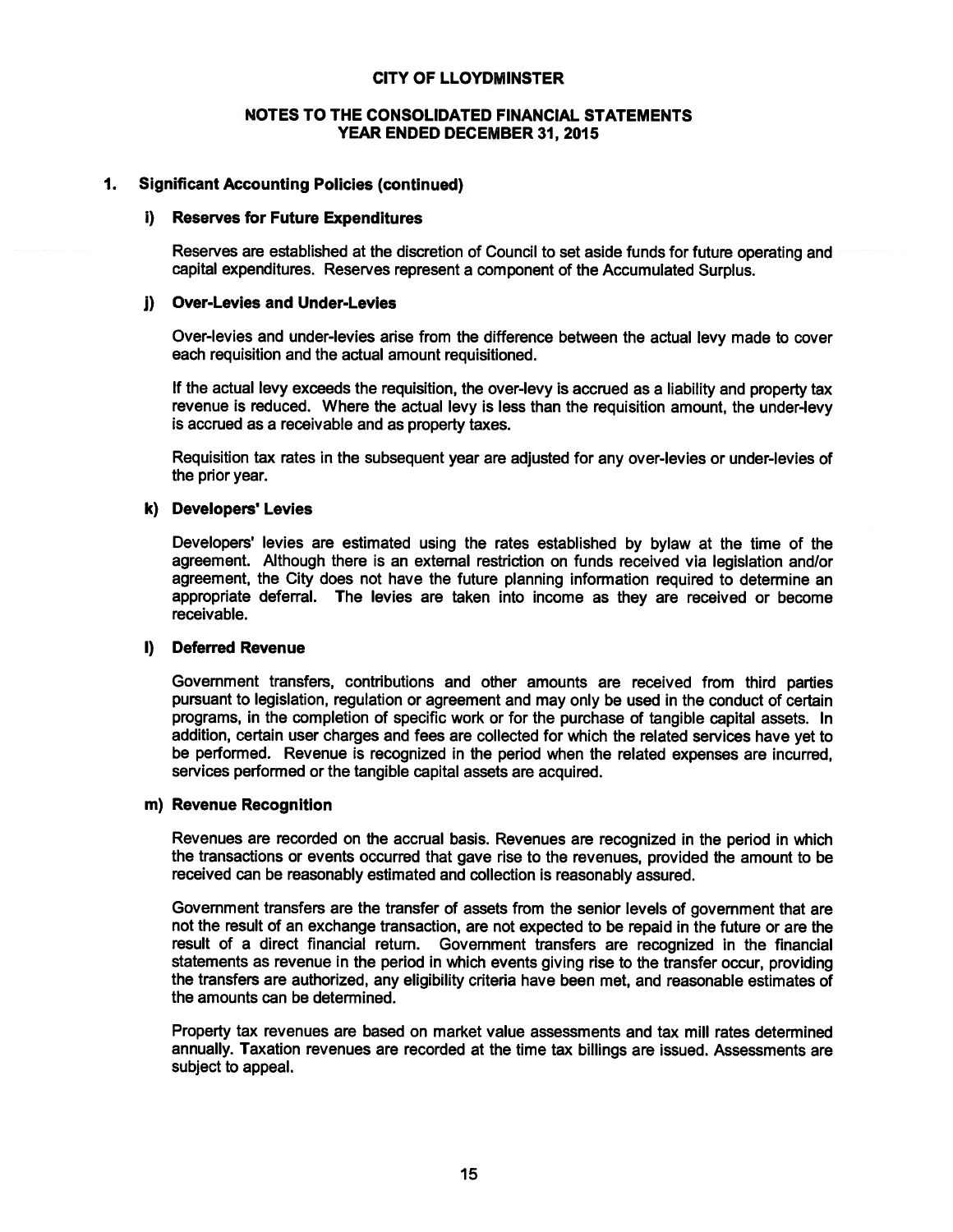# CITY OF LLOYDMINSTER

## NOTES TO THE CONSOLIDATED FINANCIAL STATEMENTS
## YEAR ENDED DECEMBER 31, 2015

### 1. Significant Accounting Policies (continued)

#### i) Reserves for Future Expenditures

Reserves are established at the discretion of Council to set aside funds for future operating and capital expenditures. Reserves represent a component of the Accumulated Surplus.

#### j) Over-Levies and Under-Levies

Over-levies and under-levies arise from the difference between the actual levy made to cover each requisition and the actual amount requisitioned.

If the actual levy exceeds the requisition, the over-levy is accrued as a liability and property tax revenue is reduced. Where the actual levy is less than the requisition amount, the under-levy is accrued as a receivable and as property taxes.

Requisition tax rates in the subsequent year are adjusted for any over-levies or under-levies of the prior year.

#### k) Developers' Levies

Developers' levies are estimated using the rates established by bylaw at the time of the agreement. Although there is an external restriction on funds received via legislation and/or agreement, the City does not have the future planning information required to determine an appropriate deferral. The levies are taken into income as they are received or become receivable.

#### l) Deferred Revenue

Government transfers, contributions and other amounts are received from third parties pursuant to legislation, regulation or agreement and may only be used in the conduct of certain programs, in the completion of specific work or for the purchase of tangible capital assets. In addition, certain user charges and fees are collected for which the related services have yet to be performed. Revenue is recognized in the period when the related expenses are incurred, services performed or the tangible capital assets are acquired.

#### m) Revenue Recognition

Revenues are recorded on the accrual basis. Revenues are recognized in the period in which the transactions or events occurred that gave rise to the revenues, provided the amount to be received can be reasonably estimated and collection is reasonably assured.

Government transfers are the transfer of assets from the senior levels of government that are not the result of an exchange transaction, are not expected to be repaid in the future or are the result of a direct financial return. Government transfers are recognized in the financial statements as revenue in the period in which events giving rise to the transfer occur, providing the transfers are authorized, any eligibility criteria have been met, and reasonable estimates of the amounts can be determined.

Property tax revenues are based on market value assessments and tax mill rates determined annually. Taxation revenues are recorded at the time tax billings are issued. Assessments are subject to appeal.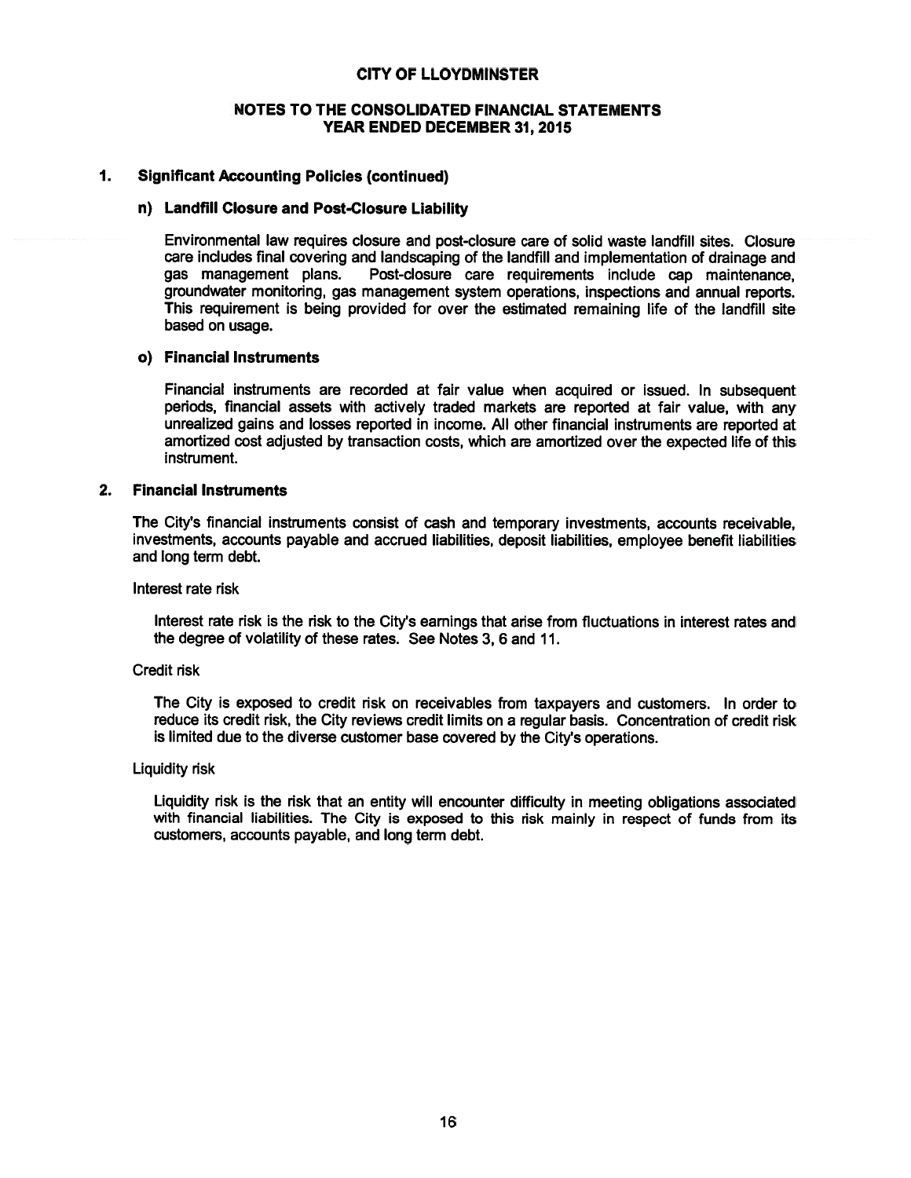## 1. Significant Accounting Policies (continued)

### n) Landfill Closure and Post-Closure Liability

Environmental law requires closure and post-closure care of solid waste landfill sites. Closure care includes final covering and landscaping of the landfill and implementation of drainage and gas management plans. Post-closure care requirements include cap maintenance, groundwater monitoring, gas management system operations, inspections and annual reports. This requirement is being provided for over the estimated remaining life of the landfill site based on usage.

### o) Financial Instruments

Financial instruments are recorded at fair value when acquired or issued. In subsequent periods, financial assets with actively traded markets are reported at fair value, with any unrealized gains and losses reported in income. All other financial instruments are reported at amortized cost adjusted by transaction costs, which are amortized over the expected life of this instrument.

## 2. Financial Instruments

The City's financial instruments consist of cash and temporary investments, accounts receivable, investments, accounts payable and accrued liabilities, deposit liabilities, employee benefit liabilities and long term debt.

Interest rate risk

Interest rate risk is the risk to the City's earnings that arise from fluctuations in interest rates and the degree of volatility of these rates. See Notes 3, 6 and 11.

Credit risk

The City is exposed to credit risk on receivables from taxpayers and customers. In order to reduce its credit risk, the City reviews credit limits on a regular basis. Concentration of credit risk is limited due to the diverse customer base covered by the City's operations.

Liquidity risk

Liquidity risk is the risk that an entity will encounter difficulty in meeting obligations associated with financial liabilities. The City is exposed to this risk mainly in respect of funds from its customers, accounts payable, and long term debt.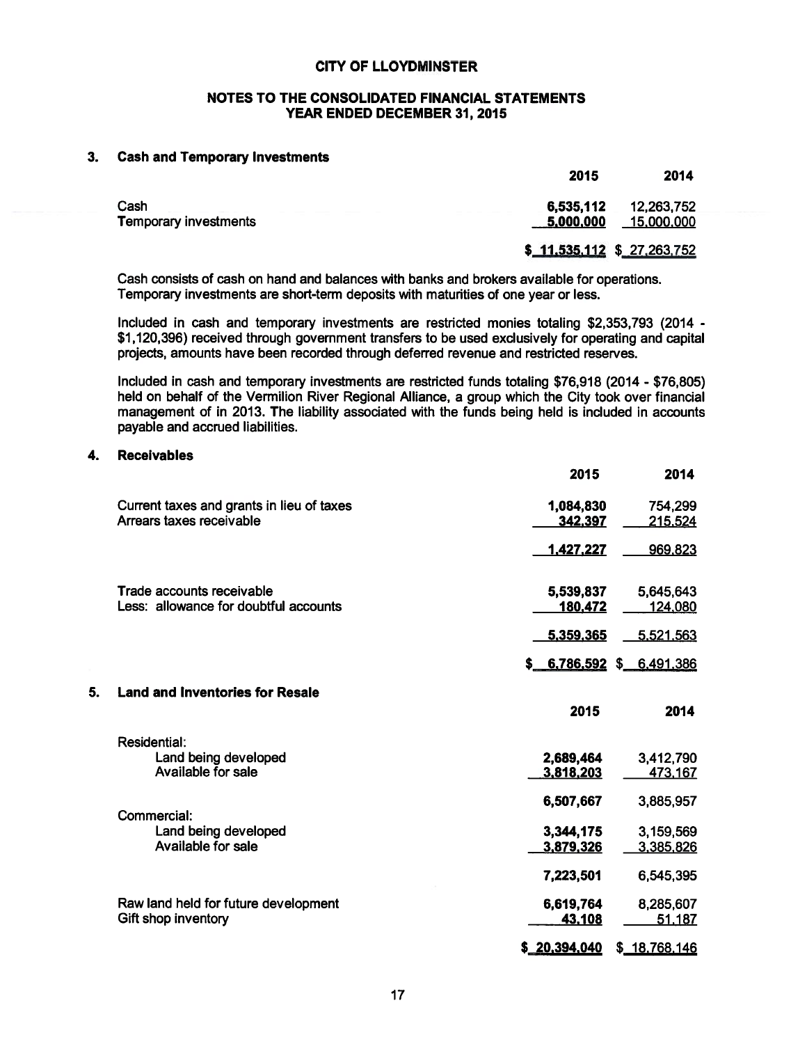# CITY OF LLOYDMINSTER

## NOTES TO THE CONSOLIDATED FINANCIAL STATEMENTS YEAR ENDED DECEMBER 31, 2015

### 3. Cash and Temporary Investments

| | 2015 | 2014 |
|---|---|---|
| Cash | 6,535,112 | 12,263,752 |
| Temporary investments | 5,000,000 | 15,000,000 |
| | $ 11,535,112 | $ 27,263,752 |

Cash consists of cash on hand and balances with banks and brokers available for operations. Temporary investments are short-term deposits with maturities of one year or less.

Included in cash and temporary investments are restricted monies totaling $2,353,793 (2014 - $1,120,396) received through government transfers to be used exclusively for operating and capital projects, amounts have been recorded through deferred revenue and restricted reserves.

Included in cash and temporary investments are restricted funds totaling $76,918 (2014 - $76,805) held on behalf of the Vermilion River Regional Alliance, a group which the City took over financial management of in 2013. The liability associated with the funds being held is included in accounts payable and accrued liabilities.

### 4. Receivables

| | 2015 | 2014 |
|---|---|---|
| Current taxes and grants in lieu of taxes | 1,084,830 | 754,299 |
| Arrears taxes receivable | 342,397 | 215,524 |
| | 1,427,227 | 969,823 |
| Trade accounts receivable | 5,539,837 | 5,645,643 |
| Less: allowance for doubtful accounts | 180,472 | 124,080 |
| | 5,359,365 | 5,521,563 |
| | $ 6,786,592 | $ 6,491,386 |

### 5. Land and Inventories for Resale

| | 2015 | 2014 |
|---|---|---|
| Residential: | | |
| Land being developed | 2,689,464 | 3,412,790 |
| Available for sale | 3,818,203 | 473,167 |
| | 6,507,667 | 3,885,957 |
| Commercial: | | |
| Land being developed | 3,344,175 | 3,159,569 |
| Available for sale | 3,879,326 | 3,385,826 |
| | 7,223,501 | 6,545,395 |
| Raw land held for future development | 6,619,764 | 8,285,607 |
| Gift shop inventory | 43,108 | 51,187 |
| | $ 20,394,040 | $ 18,768,146 |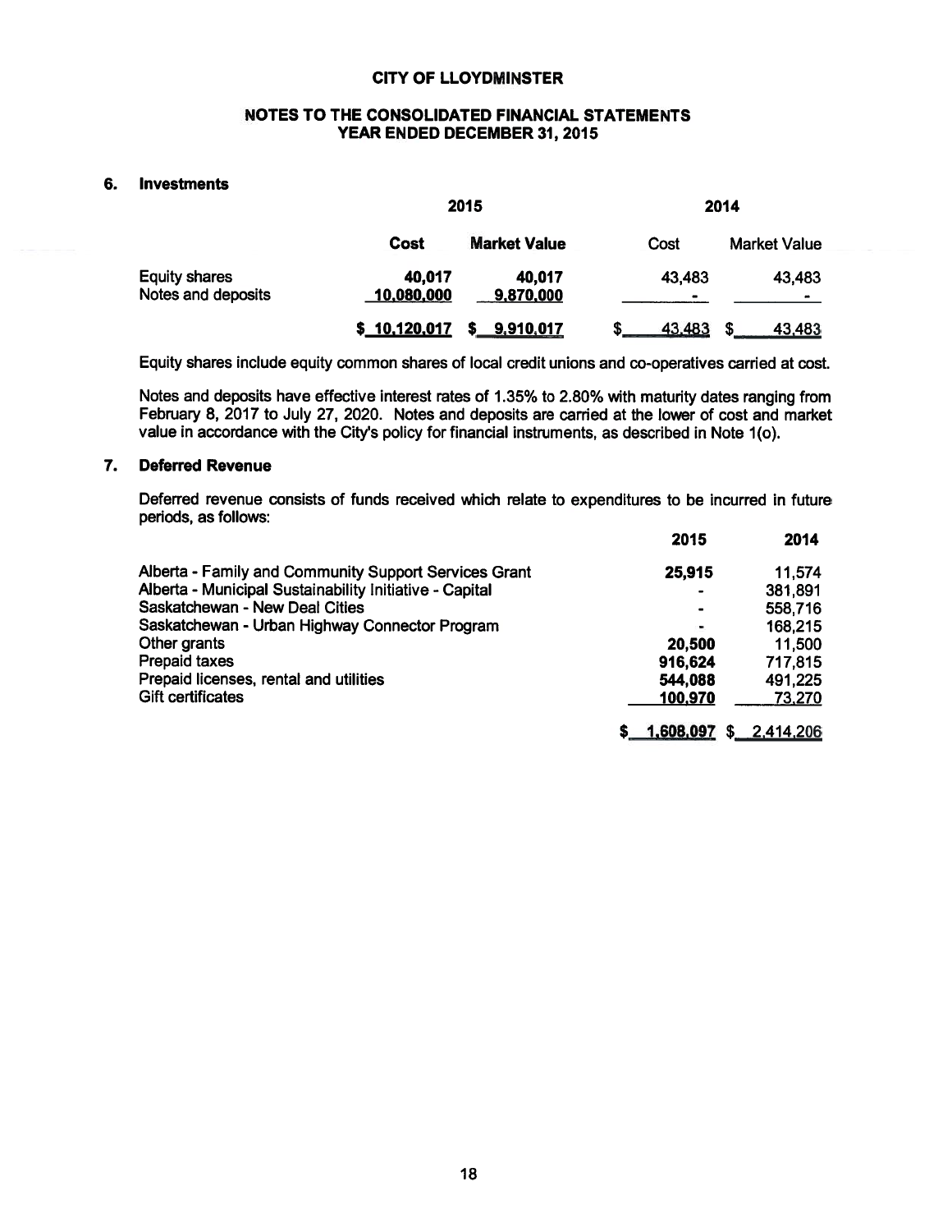**CITY OF LLOYDMINSTER**

**NOTES TO THE CONSOLIDATED FINANCIAL STATEMENTS**
**YEAR ENDED DECEMBER 31, 2015**

## 6. Investments

| | 2015 | | 2014 | |
|---|---|---|---|---|
| | **Cost** | **Market Value** | Cost | Market Value |
| Equity shares | **40,017** | **40,017** | 43,483 | 43,483 |
| Notes and deposits | **10,080,000** | **9,870,000** | - | - |
| | **$ 10,120,017** | **$ 9,910,017** | $ 43,483 | $ 43,483 |

Equity shares include equity common shares of local credit unions and co-operatives carried at cost.

Notes and deposits have effective interest rates of 1.35% to 2.80% with maturity dates ranging from February 8, 2017 to July 27, 2020. Notes and deposits are carried at the lower of cost and market value in accordance with the City's policy for financial instruments, as described in Note 1(o).

## 7. Deferred Revenue

Deferred revenue consists of funds received which relate to expenditures to be incurred in future periods, as follows:

| | **2015** | **2014** |
|---|---|---|
| Alberta - Family and Community Support Services Grant | **25,915** | 11,574 |
| Alberta - Municipal Sustainability Initiative - Capital | - | 381,891 |
| Saskatchewan - New Deal Cities | - | 558,716 |
| Saskatchewan - Urban Highway Connector Program | - | 168,215 |
| Other grants | **20,500** | 11,500 |
| Prepaid taxes | **916,624** | 717,815 |
| Prepaid licenses, rental and utilities | **544,088** | 491,225 |
| Gift certificates | **100,970** | 73,270 |
| | **$ 1,608,097** | $ 2,414,206 |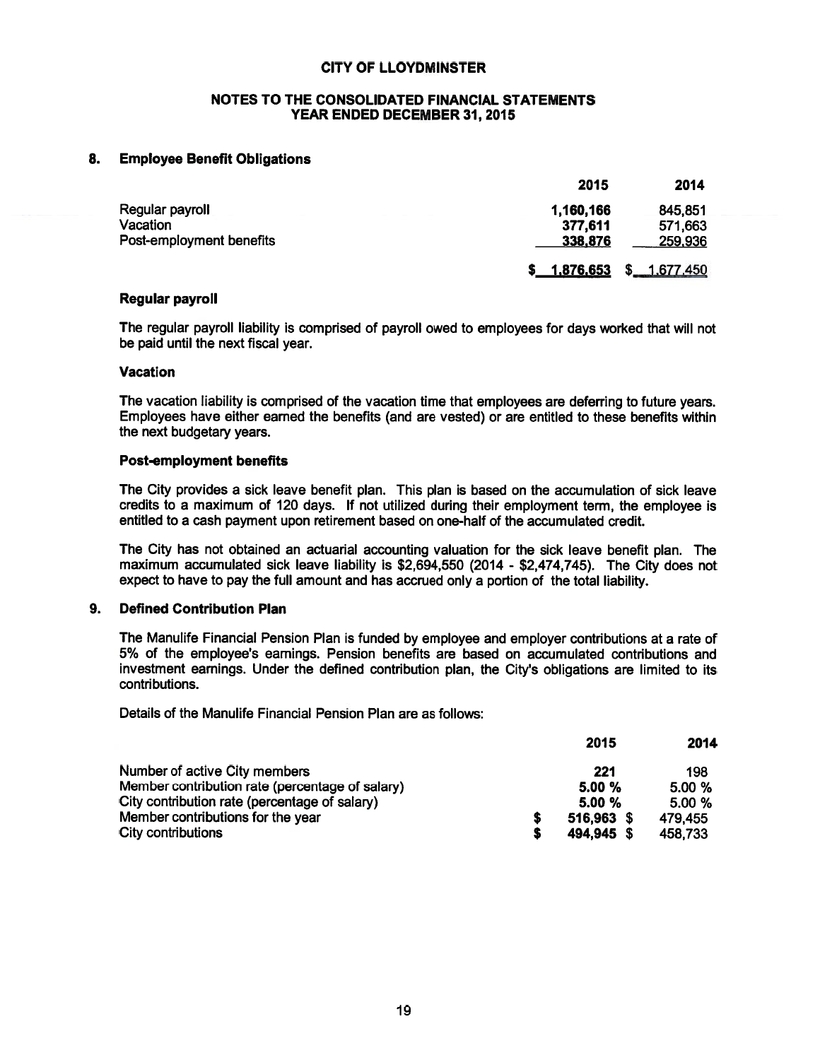CITY OF LLOYDMINSTER

NOTES TO THE CONSOLIDATED FINANCIAL STATEMENTS
YEAR ENDED DECEMBER 31, 2015

## 8. Employee Benefit Obligations

| | 2015 | 2014 |
|---|---|---|
| Regular payroll | 1,160,166 | 845,851 |
| Vacation | 377,611 | 571,663 |
| Post-employment benefits | 338,876 | 259,936 |
| | $ 1,876,653 | $ 1,677,450 |

### Regular payroll

The regular payroll liability is comprised of payroll owed to employees for days worked that will not be paid until the next fiscal year.

### Vacation

The vacation liability is comprised of the vacation time that employees are deferring to future years. Employees have either earned the benefits (and are vested) or are entitled to these benefits within the next budgetary years.

### Post-employment benefits

The City provides a sick leave benefit plan. This plan is based on the accumulation of sick leave credits to a maximum of 120 days. If not utilized during their employment term, the employee is entitled to a cash payment upon retirement based on one-half of the accumulated credit.

The City has not obtained an actuarial accounting valuation for the sick leave benefit plan. The maximum accumulated sick leave liability is $2,694,550 (2014 - $2,474,745). The City does not expect to have to pay the full amount and has accrued only a portion of the total liability.

## 9. Defined Contribution Plan

The Manulife Financial Pension Plan is funded by employee and employer contributions at a rate of 5% of the employee's earnings. Pension benefits are based on accumulated contributions and investment earnings. Under the defined contribution plan, the City's obligations are limited to its contributions.

Details of the Manulife Financial Pension Plan are as follows:

| | 2015 | 2014 |
|---|---|---|
| Number of active City members | 221 | 198 |
| Member contribution rate (percentage of salary) | 5.00 % | 5.00 % |
| City contribution rate (percentage of salary) | 5.00 % | 5.00 % |
| Member contributions for the year | $ 516,963 | $ 479,455 |
| City contributions | $ 494,945 | $ 458,733 |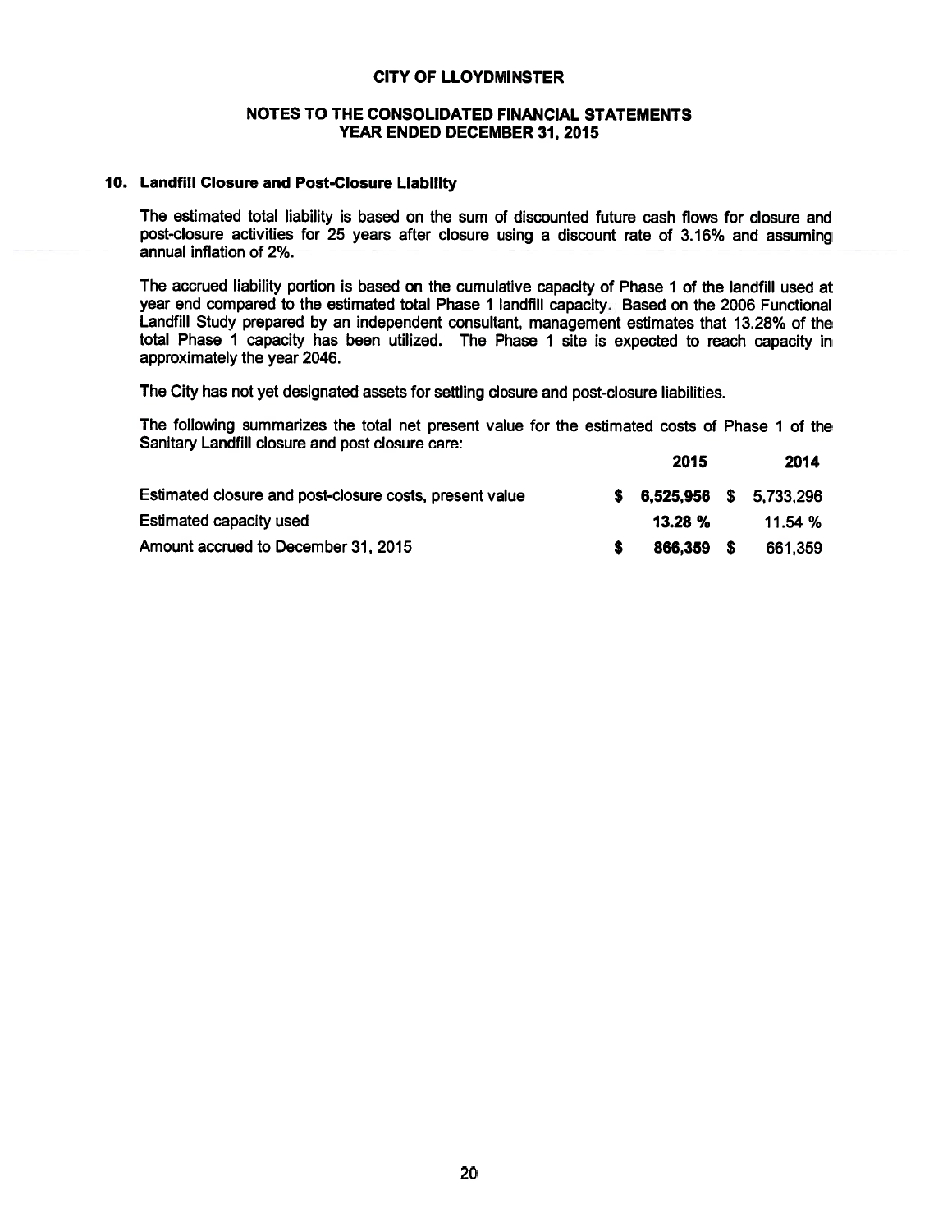# CITY OF LLOYDMINSTER

## NOTES TO THE CONSOLIDATED FINANCIAL STATEMENTS
## YEAR ENDED DECEMBER 31, 2015

### 10. Landfill Closure and Post-Closure Liability

The estimated total liability is based on the sum of discounted future cash flows for closure and post-closure activities for 25 years after closure using a discount rate of 3.16% and assuming annual inflation of 2%.

The accrued liability portion is based on the cumulative capacity of Phase 1 of the landfill used at year end compared to the estimated total Phase 1 landfill capacity. Based on the 2006 Functional Landfill Study prepared by an independent consultant, management estimates that 13.28% of the total Phase 1 capacity has been utilized. The Phase 1 site is expected to reach capacity in approximately the year 2046.

The City has not yet designated assets for settling closure and post-closure liabilities.

The following summarizes the total net present value for the estimated costs of Phase 1 of the Sanitary Landfill closure and post closure care:

| | 2015 | 2014 |
|---|---|---|
| Estimated closure and post-closure costs, present value | **$ 6,525,956** | $ 5,733,296 |
| Estimated capacity used | **13.28 %** | 11.54 % |
| Amount accrued to December 31, 2015 | **$ 866,359** | $ 661,359 |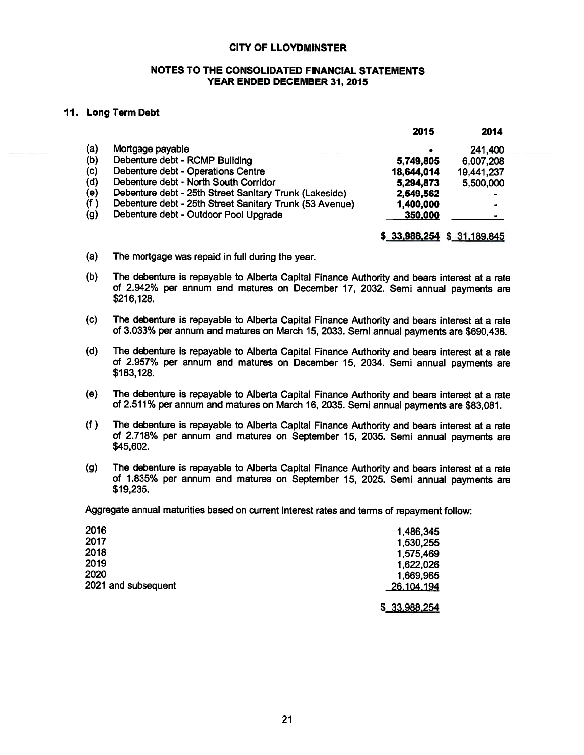**CITY OF LLOYDMINSTER**

**NOTES TO THE CONSOLIDATED FINANCIAL STATEMENTS**
**YEAR ENDED DECEMBER 31, 2015**

## 11. Long Term Debt

| | | 2015 | 2014 |
|---|---|---|---|
| (a) | Mortgage payable | - | 241,400 |
| (b) | Debenture debt - RCMP Building | 5,749,805 | 6,007,208 |
| (c) | Debenture debt - Operations Centre | 18,644,014 | 19,441,237 |
| (d) | Debenture debt - North South Corridor | 5,294,873 | 5,500,000 |
| (e) | Debenture debt - 25th Street Sanitary Trunk (Lakeside) | 2,549,562 | - |
| (f ) | Debenture debt - 25th Street Sanitary Trunk (53 Avenue) | 1,400,000 | - |
| (g) | Debenture debt - Outdoor Pool Upgrade | 350,000 | - |
| | | $ 33,988,254 | $ 31,189,845 |

(a) The mortgage was repaid in full during the year.

(b) The debenture is repayable to Alberta Capital Finance Authority and bears interest at a rate of 2.942% per annum and matures on December 17, 2032. Semi annual payments are $216,128.

(c) The debenture is repayable to Alberta Capital Finance Authority and bears interest at a rate of 3.033% per annum and matures on March 15, 2033. Semi annual payments are $690,438.

(d) The debenture is repayable to Alberta Capital Finance Authority and bears interest at a rate of 2.957% per annum and matures on December 15, 2034. Semi annual payments are $183,128.

(e) The debenture is repayable to Alberta Capital Finance Authority and bears interest at a rate of 2.511% per annum and matures on March 16, 2035. Semi annual payments are $83,081.

(f ) The debenture is repayable to Alberta Capital Finance Authority and bears interest at a rate of 2.718% per annum and matures on September 15, 2035. Semi annual payments are $45,602.

(g) The debenture is repayable to Alberta Capital Finance Authority and bears interest at a rate of 1.835% per annum and matures on September 15, 2025. Semi annual payments are $19,235.

Aggregate annual maturities based on current interest rates and terms of repayment follow:

| | |
|---|---|
| 2016 | 1,486,345 |
| 2017 | 1,530,255 |
| 2018 | 1,575,469 |
| 2019 | 1,622,026 |
| 2020 | 1,669,965 |
| 2021 and subsequent | 26,104,194 |
| | $ 33,988,254 |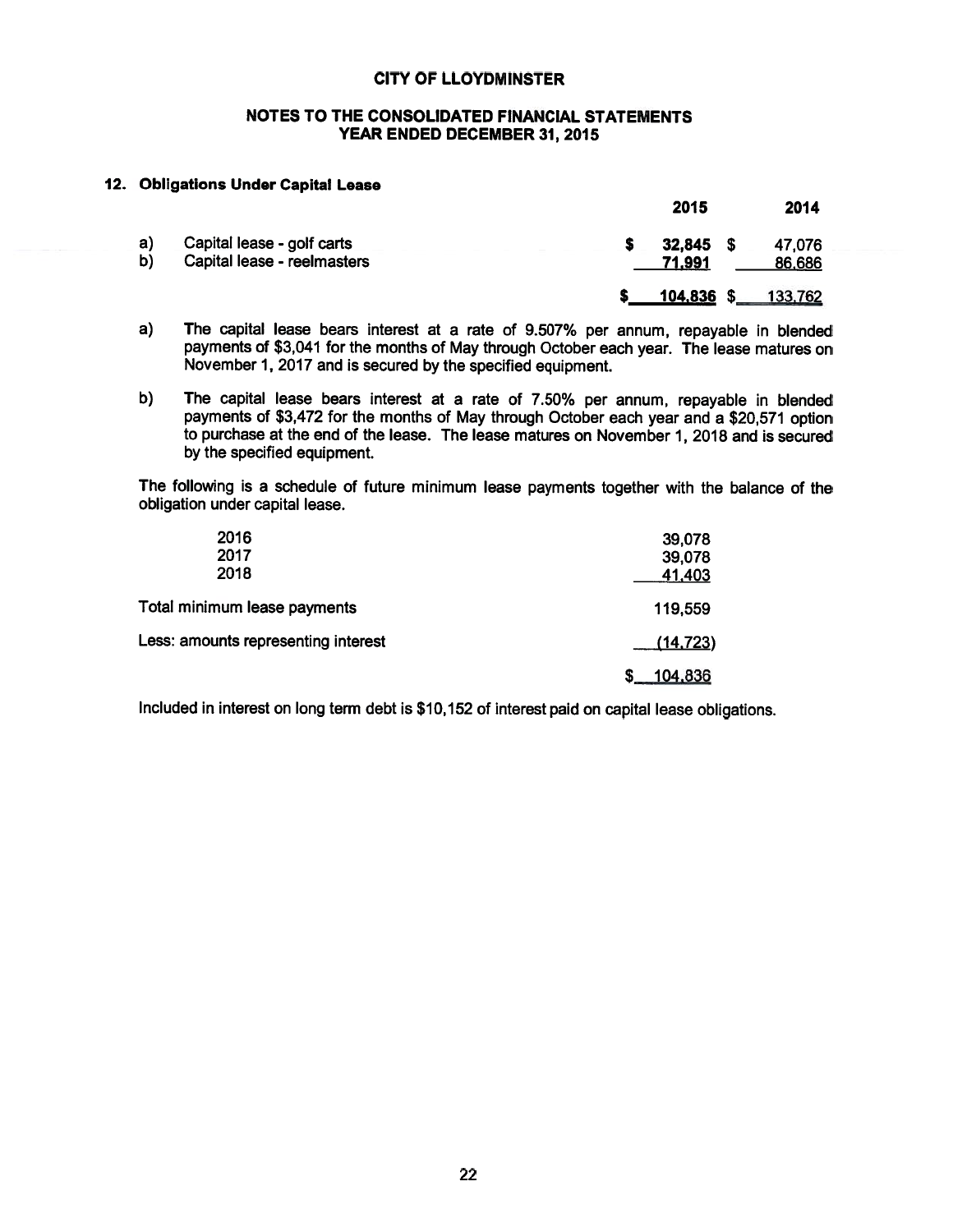**CITY OF LLOYDMINSTER**

**NOTES TO THE CONSOLIDATED FINANCIAL STATEMENTS**
**YEAR ENDED DECEMBER 31, 2015**

### 12. Obligations Under Capital Lease

| | | 2015 | 2014 |
|---|---|---|---|
| a) | Capital lease - golf carts | $ 32,845 | $ 47,076 |
| b) | Capital lease - reelmasters | 71,991 | 86,686 |
| | | $ 104,836 | $ 133,762 |

a) The capital lease bears interest at a rate of 9.507% per annum, repayable in blended payments of $3,041 for the months of May through October each year. The lease matures on November 1, 2017 and is secured by the specified equipment.

b) The capital lease bears interest at a rate of 7.50% per annum, repayable in blended payments of $3,472 for the months of May through October each year and a $20,571 option to purchase at the end of the lease. The lease matures on November 1, 2018 and is secured by the specified equipment.

The following is a schedule of future minimum lease payments together with the balance of the obligation under capital lease.

| | |
|---|---|
| 2016 | 39,078 |
| 2017 | 39,078 |
| 2018 | 41,403 |
| Total minimum lease payments | 119,559 |
| Less: amounts representing interest | (14,723) |
| | $ 104,836 |

Included in interest on long term debt is $10,152 of interest paid on capital lease obligations.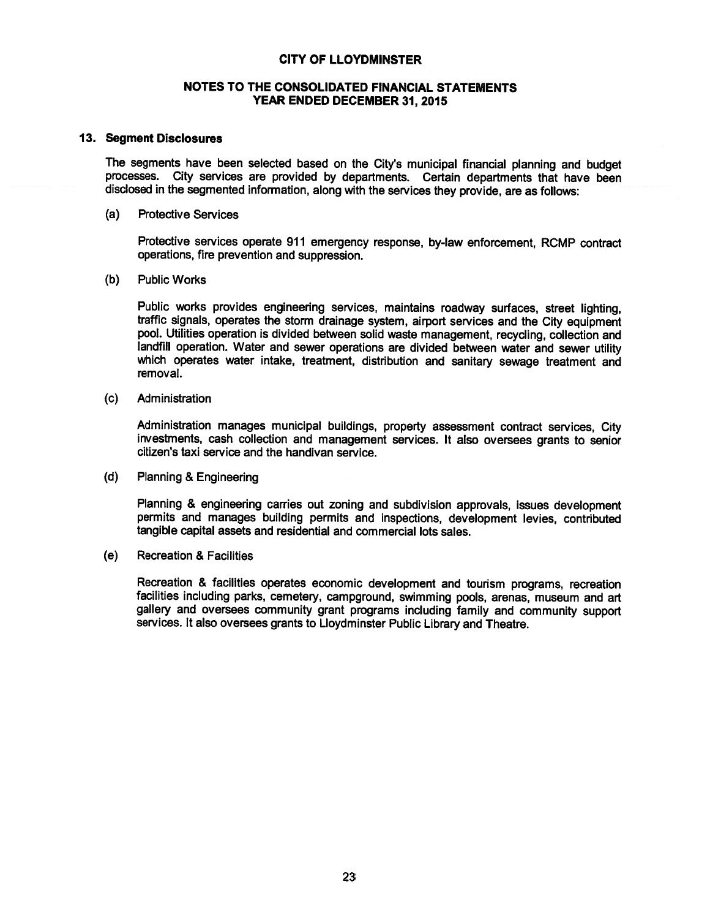# CITY OF LLOYDMINSTER

## NOTES TO THE CONSOLIDATED FINANCIAL STATEMENTS
## YEAR ENDED DECEMBER 31, 2015

### 13. Segment Disclosures

The segments have been selected based on the City's municipal financial planning and budget processes. City services are provided by departments. Certain departments that have been disclosed in the segmented information, along with the services they provide, are as follows:

(a) Protective Services

Protective services operate 911 emergency response, by-law enforcement, RCMP contract operations, fire prevention and suppression.

(b) Public Works

Public works provides engineering services, maintains roadway surfaces, street lighting, traffic signals, operates the storm drainage system, airport services and the City equipment pool. Utilities operation is divided between solid waste management, recycling, collection and landfill operation. Water and sewer operations are divided between water and sewer utility which operates water intake, treatment, distribution and sanitary sewage treatment and removal.

(c) Administration

Administration manages municipal buildings, property assessment contract services, City investments, cash collection and management services. It also oversees grants to senior citizen's taxi service and the handivan service.

(d) Planning & Engineering

Planning & engineering carries out zoning and subdivision approvals, issues development permits and manages building permits and inspections, development levies, contributed tangible capital assets and residential and commercial lots sales.

(e) Recreation & Facilities

Recreation & facilities operates economic development and tourism programs, recreation facilities including parks, cemetery, campground, swimming pools, arenas, museum and art gallery and oversees community grant programs including family and community support services. It also oversees grants to Lloydminster Public Library and Theatre.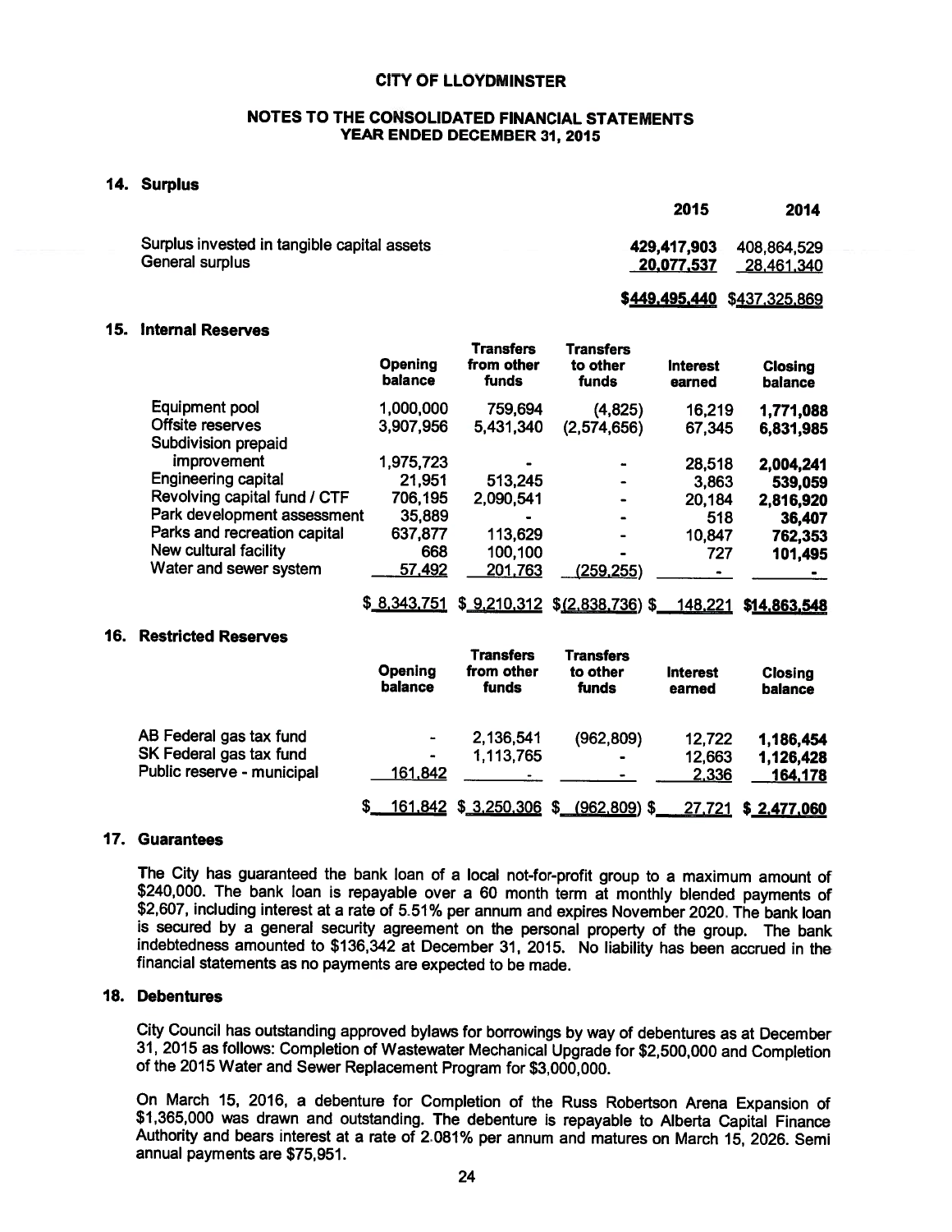# CITY OF LLOYDMINSTER

## NOTES TO THE CONSOLIDATED FINANCIAL STATEMENTS
## YEAR ENDED DECEMBER 31, 2015

### 14. Surplus

| | 2015 | 2014 |
|---|---|---|
| Surplus invested in tangible capital assets | **429,417,903** | 408,864,529 |
| General surplus | **20,077,537** | 28,461,340 |
| | **$449,495,440** | $437,325,869 |

### 15. Internal Reserves

| | Opening balance | Transfers from other funds | Transfers to other funds | Interest earned | Closing balance |
|---|---|---|---|---|---|
| Equipment pool | 1,000,000 | 759,694 | (4,825) | 16,219 | **1,771,088** |
| Offsite reserves | 3,907,956 | 5,431,340 | (2,574,656) | 67,345 | **6,831,985** |
| Subdivision prepaid improvement | 1,975,723 | - | - | 28,518 | **2,004,241** |
| Engineering capital | 21,951 | 513,245 | - | 3,863 | **539,059** |
| Revolving capital fund / CTF | 706,195 | 2,090,541 | - | 20,184 | **2,816,920** |
| Park development assessment | 35,889 | - | - | 518 | **36,407** |
| Parks and recreation capital | 637,877 | 113,629 | - | 10,847 | **762,353** |
| New cultural facility | 668 | 100,100 | - | 727 | **101,495** |
| Water and sewer system | 57,492 | 201,763 | (259,255) | - | **-** |
| | $ 8,343,751 | $ 9,210,312 | $(2,838,736) | $ 148,221 | **$14,863,548** |

### 16. Restricted Reserves

| | Opening balance | Transfers from other funds | Transfers to other funds | Interest earned | Closing balance |
|---|---|---|---|---|---|
| AB Federal gas tax fund | - | 2,136,541 | (962,809) | 12,722 | **1,186,454** |
| SK Federal gas tax fund | - | 1,113,765 | - | 12,663 | **1,126,428** |
| Public reserve - municipal | 161,842 | - | - | 2,336 | **164,178** |
| | $ 161,842 | $ 3,250,306 | $ (962,809) | $ 27,721 | **$ 2,477,060** |

### 17. Guarantees

The City has guaranteed the bank loan of a local not-for-profit group to a maximum amount of $240,000. The bank loan is repayable over a 60 month term at monthly blended payments of $2,607, including interest at a rate of 5.51% per annum and expires November 2020. The bank loan is secured by a general security agreement on the personal property of the group. The bank indebtedness amounted to $136,342 at December 31, 2015. No liability has been accrued in the financial statements as no payments are expected to be made.

### 18. Debentures

City Council has outstanding approved bylaws for borrowings by way of debentures as at December 31, 2015 as follows: Completion of Wastewater Mechanical Upgrade for $2,500,000 and Completion of the 2015 Water and Sewer Replacement Program for $3,000,000.

On March 15, 2016, a debenture for Completion of the Russ Robertson Arena Expansion of $1,365,000 was drawn and outstanding. The debenture is repayable to Alberta Capital Finance Authority and bears interest at a rate of 2.081% per annum and matures on March 15, 2026. Semi annual payments are $75,951.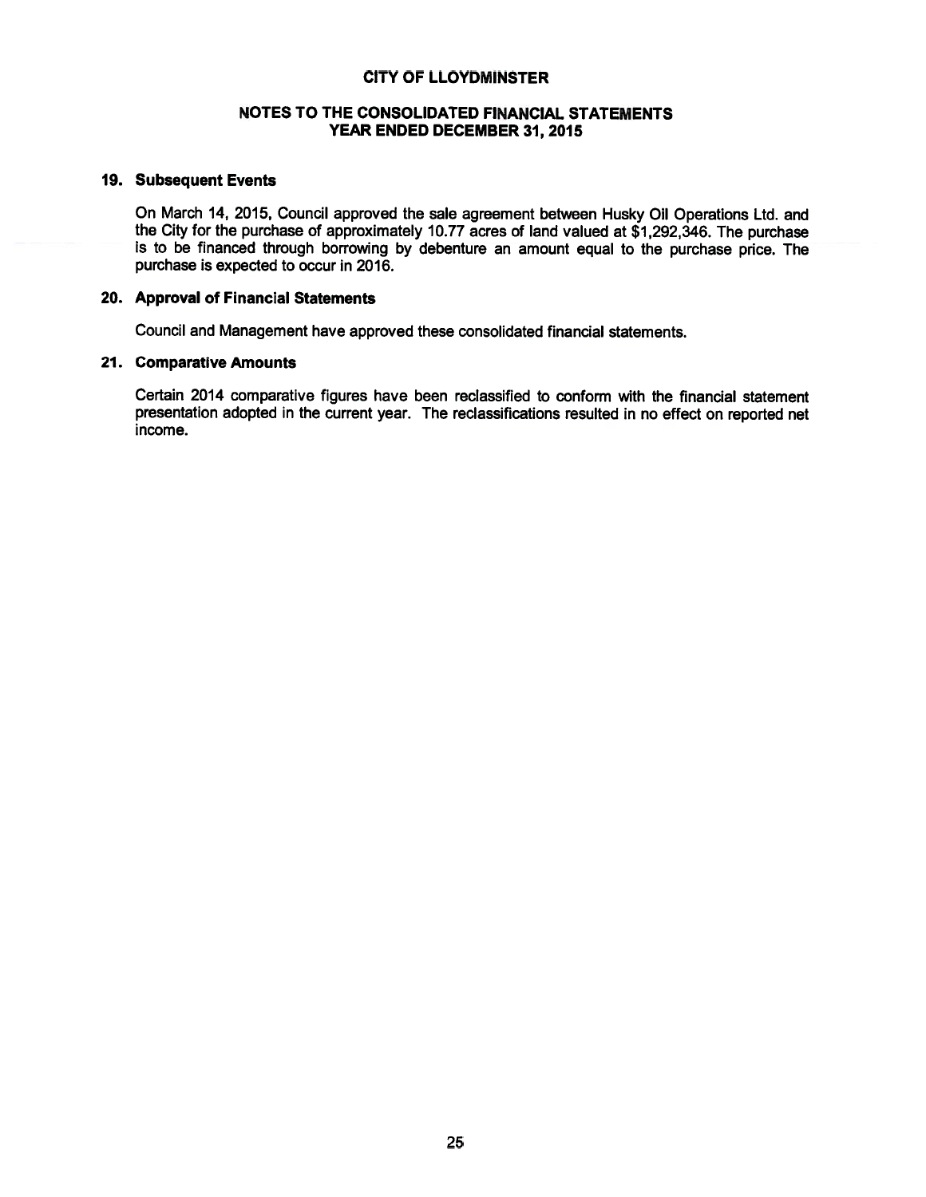# CITY OF LLOYDMINSTER

## NOTES TO THE CONSOLIDATED FINANCIAL STATEMENTS
## YEAR ENDED DECEMBER 31, 2015

### 19. Subsequent Events

On March 14, 2015, Council approved the sale agreement between Husky Oil Operations Ltd. and the City for the purchase of approximately 10.77 acres of land valued at $1,292,346. The purchase is to be financed through borrowing by debenture an amount equal to the purchase price. The purchase is expected to occur in 2016.

### 20. Approval of Financial Statements

Council and Management have approved these consolidated financial statements.

### 21. Comparative Amounts

Certain 2014 comparative figures have been reclassified to conform with the financial statement presentation adopted in the current year. The reclassifications resulted in no effect on reported net income.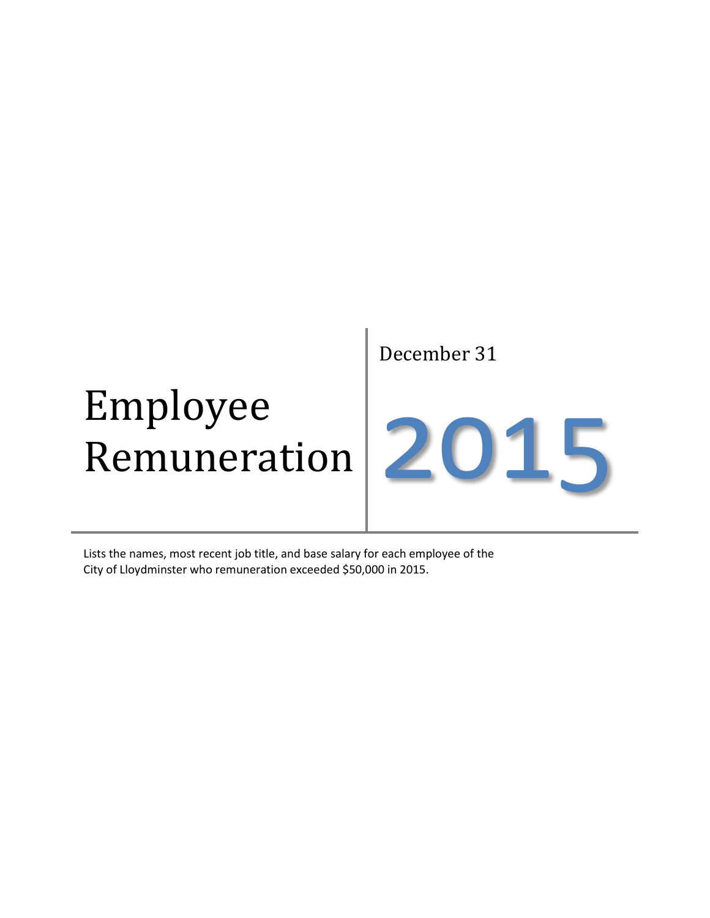December 31

# Employee Remuneration

# 2015

Lists the names, most recent job title, and base salary for each employee of the City of Lloydminster who remuneration exceeded $50,000 in 2015.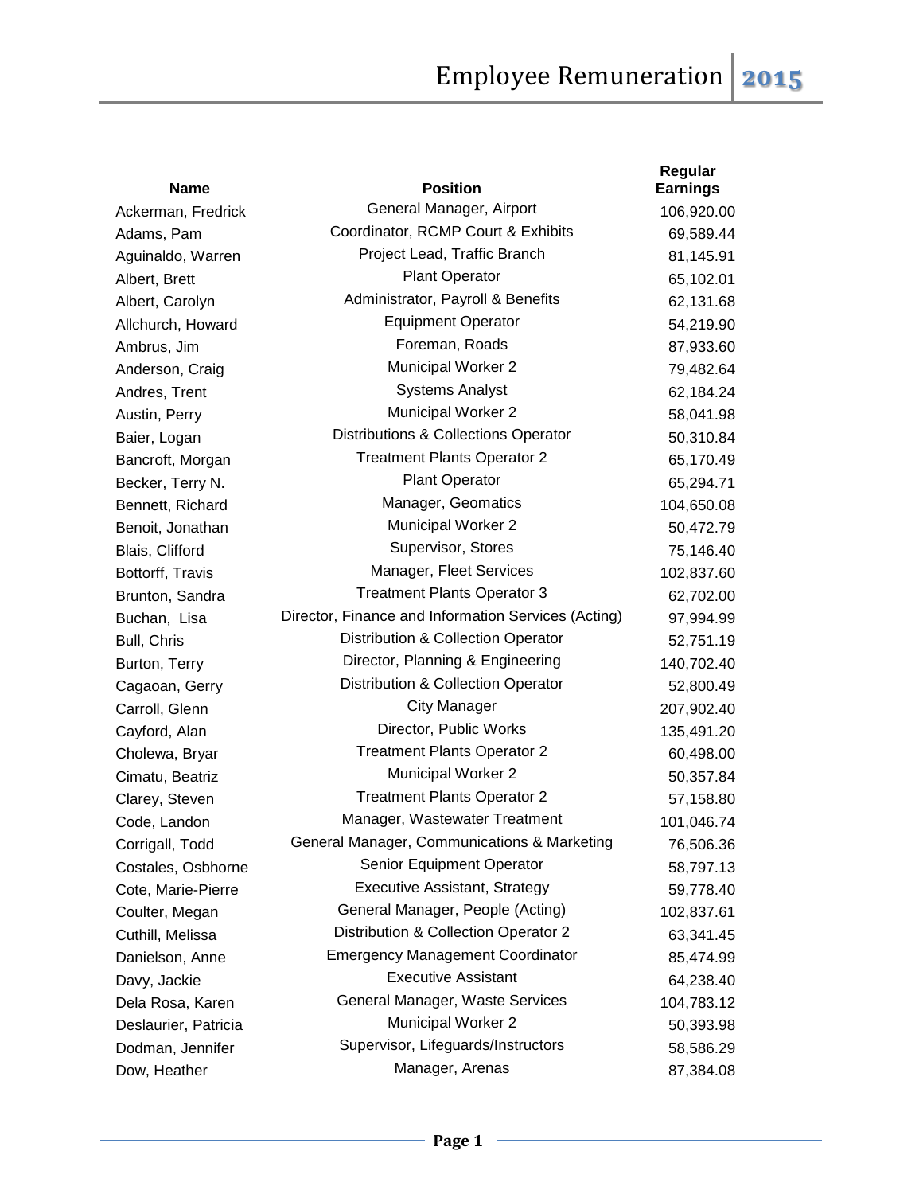# Employee Remuneration 2015

| Name | Position | Regular Earnings |
|---|---|---|
| Ackerman, Fredrick | General Manager, Airport | 106,920.00 |
| Adams, Pam | Coordinator, RCMP Court & Exhibits | 69,589.44 |
| Aguinaldo, Warren | Project Lead, Traffic Branch | 81,145.91 |
| Albert, Brett | Plant Operator | 65,102.01 |
| Albert, Carolyn | Administrator, Payroll & Benefits | 62,131.68 |
| Allchurch, Howard | Equipment Operator | 54,219.90 |
| Ambrus, Jim | Foreman, Roads | 87,933.60 |
| Anderson, Craig | Municipal Worker 2 | 79,482.64 |
| Andres, Trent | Systems Analyst | 62,184.24 |
| Austin, Perry | Municipal Worker 2 | 58,041.98 |
| Baier, Logan | Distributions & Collections Operator | 50,310.84 |
| Bancroft, Morgan | Treatment Plants Operator 2 | 65,170.49 |
| Becker, Terry N. | Plant Operator | 65,294.71 |
| Bennett, Richard | Manager, Geomatics | 104,650.08 |
| Benoit, Jonathan | Municipal Worker 2 | 50,472.79 |
| Blais, Clifford | Supervisor, Stores | 75,146.40 |
| Bottorff, Travis | Manager, Fleet Services | 102,837.60 |
| Brunton, Sandra | Treatment Plants Operator 3 | 62,702.00 |
| Buchan, Lisa | Director, Finance and Information Services (Acting) | 97,994.99 |
| Bull, Chris | Distribution & Collection Operator | 52,751.19 |
| Burton, Terry | Director, Planning & Engineering | 140,702.40 |
| Cagaoan, Gerry | Distribution & Collection Operator | 52,800.49 |
| Carroll, Glenn | City Manager | 207,902.40 |
| Cayford, Alan | Director, Public Works | 135,491.20 |
| Cholewa, Bryar | Treatment Plants Operator 2 | 60,498.00 |
| Cimatu, Beatriz | Municipal Worker 2 | 50,357.84 |
| Clarey, Steven | Treatment Plants Operator 2 | 57,158.80 |
| Code, Landon | Manager, Wastewater Treatment | 101,046.74 |
| Corrigall, Todd | General Manager, Communications & Marketing | 76,506.36 |
| Costales, Osbhorne | Senior Equipment Operator | 58,797.13 |
| Cote, Marie-Pierre | Executive Assistant, Strategy | 59,778.40 |
| Coulter, Megan | General Manager, People (Acting) | 102,837.61 |
| Cuthill, Melissa | Distribution & Collection Operator 2 | 63,341.45 |
| Danielson, Anne | Emergency Management Coordinator | 85,474.99 |
| Davy, Jackie | Executive Assistant | 64,238.40 |
| Dela Rosa, Karen | General Manager, Waste Services | 104,783.12 |
| Deslaurier, Patricia | Municipal Worker 2 | 50,393.98 |
| Dodman, Jennifer | Supervisor, Lifeguards/Instructors | 58,586.29 |
| Dow, Heather | Manager, Arenas | 87,384.08 |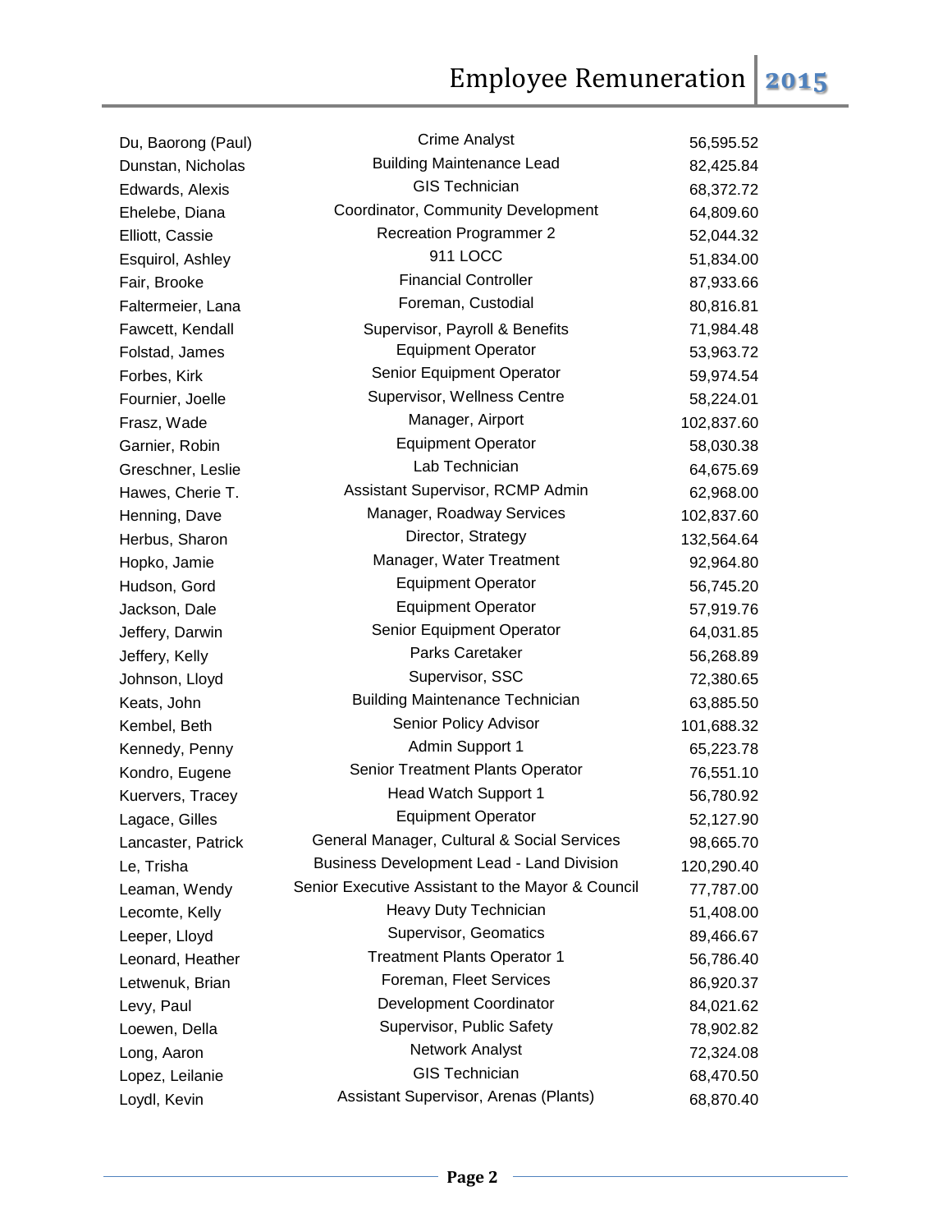| | | |
|---|---|---|
| Du, Baorong (Paul) | Crime Analyst | 56,595.52 |
| Dunstan, Nicholas | Building Maintenance Lead | 82,425.84 |
| Edwards, Alexis | GIS Technician | 68,372.72 |
| Ehelebe, Diana | Coordinator, Community Development | 64,809.60 |
| Elliott, Cassie | Recreation Programmer 2 | 52,044.32 |
| Esquirol, Ashley | 911 LOCC | 51,834.00 |
| Fair, Brooke | Financial Controller | 87,933.66 |
| Faltermeier, Lana | Foreman, Custodial | 80,816.81 |
| Fawcett, Kendall | Supervisor, Payroll & Benefits | 71,984.48 |
| Folstad, James | Equipment Operator | 53,963.72 |
| Forbes, Kirk | Senior Equipment Operator | 59,974.54 |
| Fournier, Joelle | Supervisor, Wellness Centre | 58,224.01 |
| Frasz, Wade | Manager, Airport | 102,837.60 |
| Garnier, Robin | Equipment Operator | 58,030.38 |
| Greschner, Leslie | Lab Technician | 64,675.69 |
| Hawes, Cherie T. | Assistant Supervisor, RCMP Admin | 62,968.00 |
| Henning, Dave | Manager, Roadway Services | 102,837.60 |
| Herbus, Sharon | Director, Strategy | 132,564.64 |
| Hopko, Jamie | Manager, Water Treatment | 92,964.80 |
| Hudson, Gord | Equipment Operator | 56,745.20 |
| Jackson, Dale | Equipment Operator | 57,919.76 |
| Jeffery, Darwin | Senior Equipment Operator | 64,031.85 |
| Jeffery, Kelly | Parks Caretaker | 56,268.89 |
| Johnson, Lloyd | Supervisor, SSC | 72,380.65 |
| Keats, John | Building Maintenance Technician | 63,885.50 |
| Kembel, Beth | Senior Policy Advisor | 101,688.32 |
| Kennedy, Penny | Admin Support 1 | 65,223.78 |
| Kondro, Eugene | Senior Treatment Plants Operator | 76,551.10 |
| Kuervers, Tracey | Head Watch Support 1 | 56,780.92 |
| Lagace, Gilles | Equipment Operator | 52,127.90 |
| Lancaster, Patrick | General Manager, Cultural & Social Services | 98,665.70 |
| Le, Trisha | Business Development Lead - Land Division | 120,290.40 |
| Leaman, Wendy | Senior Executive Assistant to the Mayor & Council | 77,787.00 |
| Lecomte, Kelly | Heavy Duty Technician | 51,408.00 |
| Leeper, Lloyd | Supervisor, Geomatics | 89,466.67 |
| Leonard, Heather | Treatment Plants Operator 1 | 56,786.40 |
| Letwenuk, Brian | Foreman, Fleet Services | 86,920.37 |
| Levy, Paul | Development Coordinator | 84,021.62 |
| Loewen, Della | Supervisor, Public Safety | 78,902.82 |
| Long, Aaron | Network Analyst | 72,324.08 |
| Lopez, Leilanie | GIS Technician | 68,470.50 |
| Loydl, Kevin | Assistant Supervisor, Arenas (Plants) | 68,870.40 |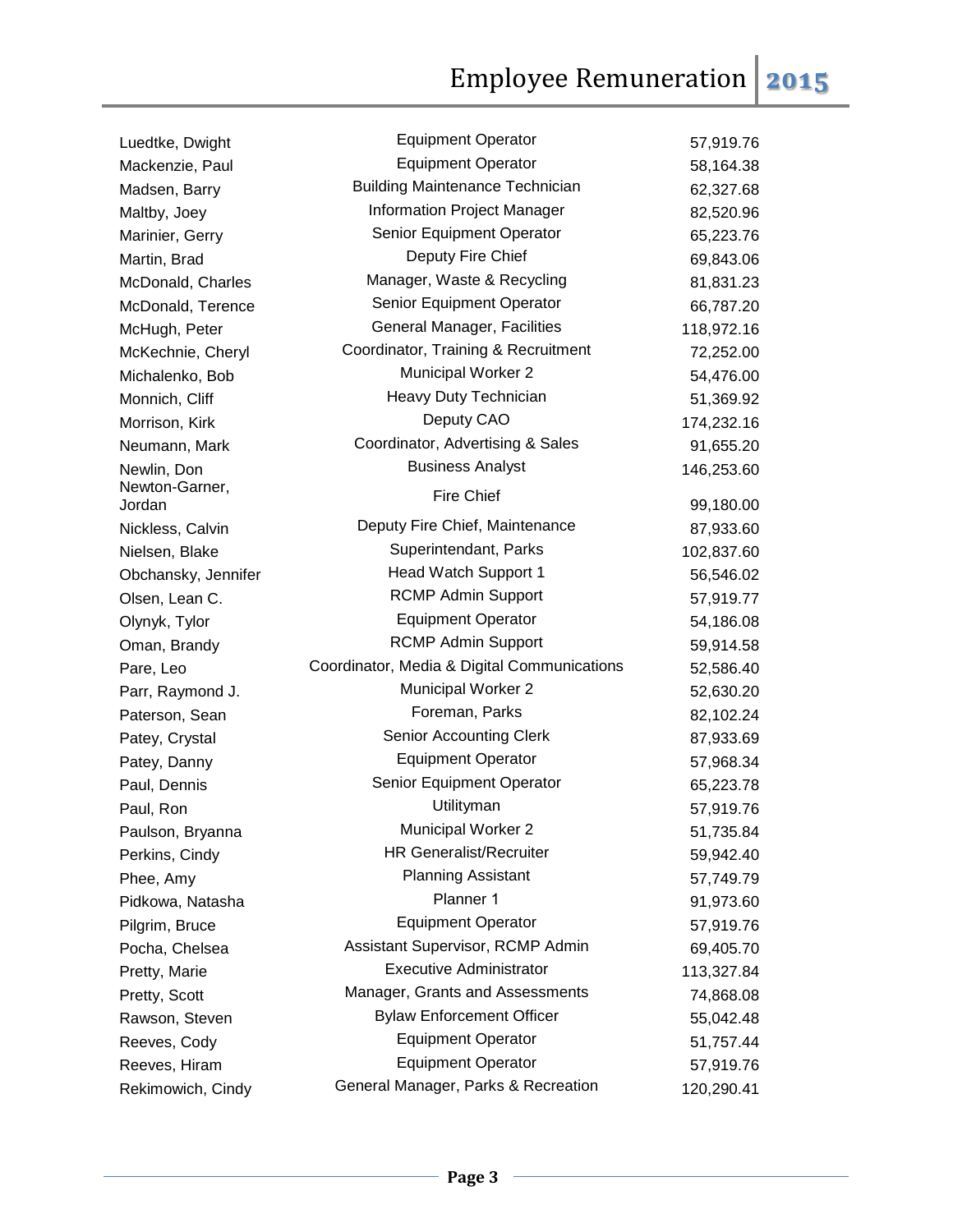| | | |
|---|---|---|
| Luedtke, Dwight | Equipment Operator | 57,919.76 |
| Mackenzie, Paul | Equipment Operator | 58,164.38 |
| Madsen, Barry | Building Maintenance Technician | 62,327.68 |
| Maltby, Joey | Information Project Manager | 82,520.96 |
| Marinier, Gerry | Senior Equipment Operator | 65,223.76 |
| Martin, Brad | Deputy Fire Chief | 69,843.06 |
| McDonald, Charles | Manager, Waste & Recycling | 81,831.23 |
| McDonald, Terence | Senior Equipment Operator | 66,787.20 |
| McHugh, Peter | General Manager, Facilities | 118,972.16 |
| McKechnie, Cheryl | Coordinator, Training & Recruitment | 72,252.00 |
| Michalenko, Bob | Municipal Worker 2 | 54,476.00 |
| Monnich, Cliff | Heavy Duty Technician | 51,369.92 |
| Morrison, Kirk | Deputy CAO | 174,232.16 |
| Neumann, Mark | Coordinator, Advertising & Sales | 91,655.20 |
| Newlin, Don | Business Analyst | 146,253.60 |
| Newton-Garner, Jordan | Fire Chief | 99,180.00 |
| Nickless, Calvin | Deputy Fire Chief, Maintenance | 87,933.60 |
| Nielsen, Blake | Superintendant, Parks | 102,837.60 |
| Obchansky, Jennifer | Head Watch Support 1 | 56,546.02 |
| Olsen, Lean C. | RCMP Admin Support | 57,919.77 |
| Olynyk, Tylor | Equipment Operator | 54,186.08 |
| Oman, Brandy | RCMP Admin Support | 59,914.58 |
| Pare, Leo | Coordinator, Media & Digital Communications | 52,586.40 |
| Parr, Raymond J. | Municipal Worker 2 | 52,630.20 |
| Paterson, Sean | Foreman, Parks | 82,102.24 |
| Patey, Crystal | Senior Accounting Clerk | 87,933.69 |
| Patey, Danny | Equipment Operator | 57,968.34 |
| Paul, Dennis | Senior Equipment Operator | 65,223.78 |
| Paul, Ron | Utilityman | 57,919.76 |
| Paulson, Bryanna | Municipal Worker 2 | 51,735.84 |
| Perkins, Cindy | HR Generalist/Recruiter | 59,942.40 |
| Phee, Amy | Planning Assistant | 57,749.79 |
| Pidkowa, Natasha | Planner 1 | 91,973.60 |
| Pilgrim, Bruce | Equipment Operator | 57,919.76 |
| Pocha, Chelsea | Assistant Supervisor, RCMP Admin | 69,405.70 |
| Pretty, Marie | Executive Administrator | 113,327.84 |
| Pretty, Scott | Manager, Grants and Assessments | 74,868.08 |
| Rawson, Steven | Bylaw Enforcement Officer | 55,042.48 |
| Reeves, Cody | Equipment Operator | 51,757.44 |
| Reeves, Hiram | Equipment Operator | 57,919.76 |
| Rekimowich, Cindy | General Manager, Parks & Recreation | 120,290.41 |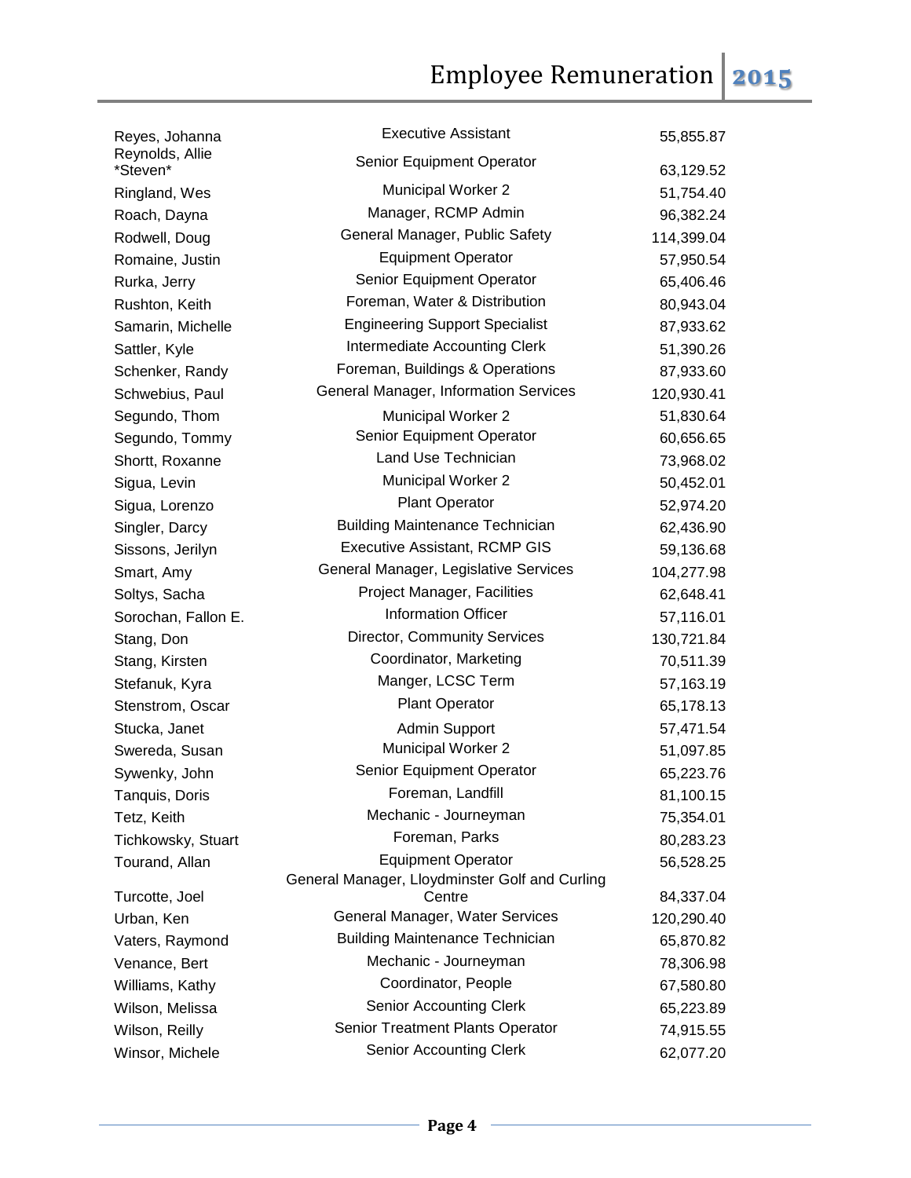| | | |
|---|---|---|
| Reyes, Johanna | Executive Assistant | 55,855.87 |
| Reynolds, Allie *Steven* | Senior Equipment Operator | 63,129.52 |
| Ringland, Wes | Municipal Worker 2 | 51,754.40 |
| Roach, Dayna | Manager, RCMP Admin | 96,382.24 |
| Rodwell, Doug | General Manager, Public Safety | 114,399.04 |
| Romaine, Justin | Equipment Operator | 57,950.54 |
| Rurka, Jerry | Senior Equipment Operator | 65,406.46 |
| Rushton, Keith | Foreman, Water & Distribution | 80,943.04 |
| Samarin, Michelle | Engineering Support Specialist | 87,933.62 |
| Sattler, Kyle | Intermediate Accounting Clerk | 51,390.26 |
| Schenker, Randy | Foreman, Buildings & Operations | 87,933.60 |
| Schwebius, Paul | General Manager, Information Services | 120,930.41 |
| Segundo, Thom | Municipal Worker 2 | 51,830.64 |
| Segundo, Tommy | Senior Equipment Operator | 60,656.65 |
| Shortt, Roxanne | Land Use Technician | 73,968.02 |
| Sigua, Levin | Municipal Worker 2 | 50,452.01 |
| Sigua, Lorenzo | Plant Operator | 52,974.20 |
| Singler, Darcy | Building Maintenance Technician | 62,436.90 |
| Sissons, Jerilyn | Executive Assistant, RCMP GIS | 59,136.68 |
| Smart, Amy | General Manager, Legislative Services | 104,277.98 |
| Soltys, Sacha | Project Manager, Facilities | 62,648.41 |
| Sorochan, Fallon E. | Information Officer | 57,116.01 |
| Stang, Don | Director, Community Services | 130,721.84 |
| Stang, Kirsten | Coordinator, Marketing | 70,511.39 |
| Stefanuk, Kyra | Manger, LCSC Term | 57,163.19 |
| Stenstrom, Oscar | Plant Operator | 65,178.13 |
| Stucka, Janet | Admin Support | 57,471.54 |
| Swereda, Susan | Municipal Worker 2 | 51,097.85 |
| Sywenky, John | Senior Equipment Operator | 65,223.76 |
| Tanquis, Doris | Foreman, Landfill | 81,100.15 |
| Tetz, Keith | Mechanic - Journeyman | 75,354.01 |
| Tichkowsky, Stuart | Foreman, Parks | 80,283.23 |
| Tourand, Allan | Equipment Operator | 56,528.25 |
| Turcotte, Joel | General Manager, Lloydminster Golf and Curling Centre | 84,337.04 |
| Urban, Ken | General Manager, Water Services | 120,290.40 |
| Vaters, Raymond | Building Maintenance Technician | 65,870.82 |
| Venance, Bert | Mechanic - Journeyman | 78,306.98 |
| Williams, Kathy | Coordinator, People | 67,580.80 |
| Wilson, Melissa | Senior Accounting Clerk | 65,223.89 |
| Wilson, Reilly | Senior Treatment Plants Operator | 74,915.55 |
| Winsor, Michele | Senior Accounting Clerk | 62,077.20 |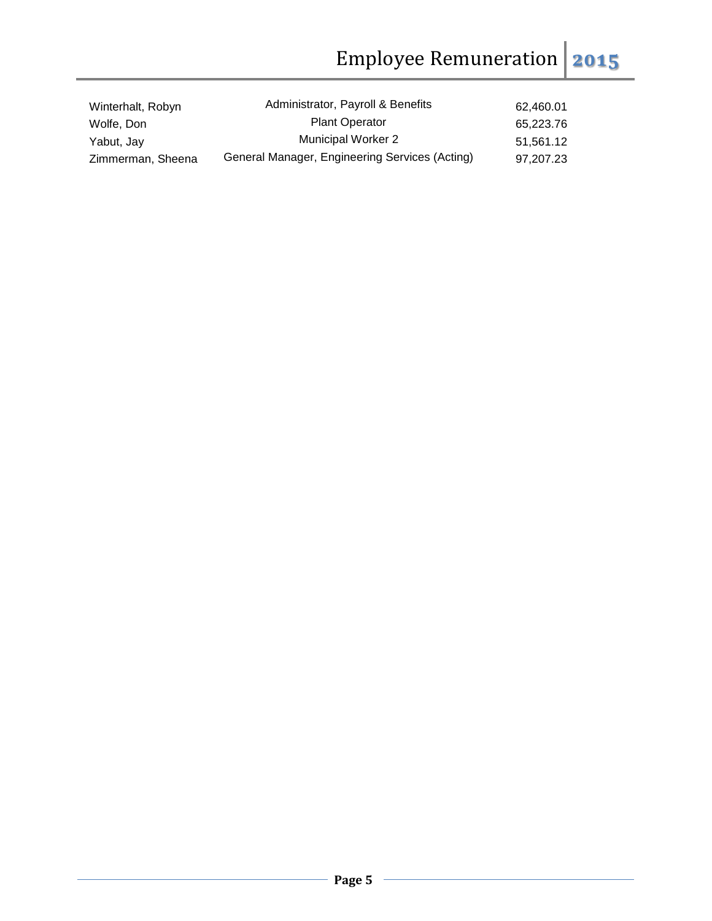| | | |
|---|---|---|
| Winterhalt, Robyn | Administrator, Payroll & Benefits | 62,460.01 |
| Wolfe, Don | Plant Operator | 65,223.76 |
| Yabut, Jay | Municipal Worker 2 | 51,561.12 |
| Zimmerman, Sheena | General Manager, Engineering Services (Acting) | 97,207.23 |